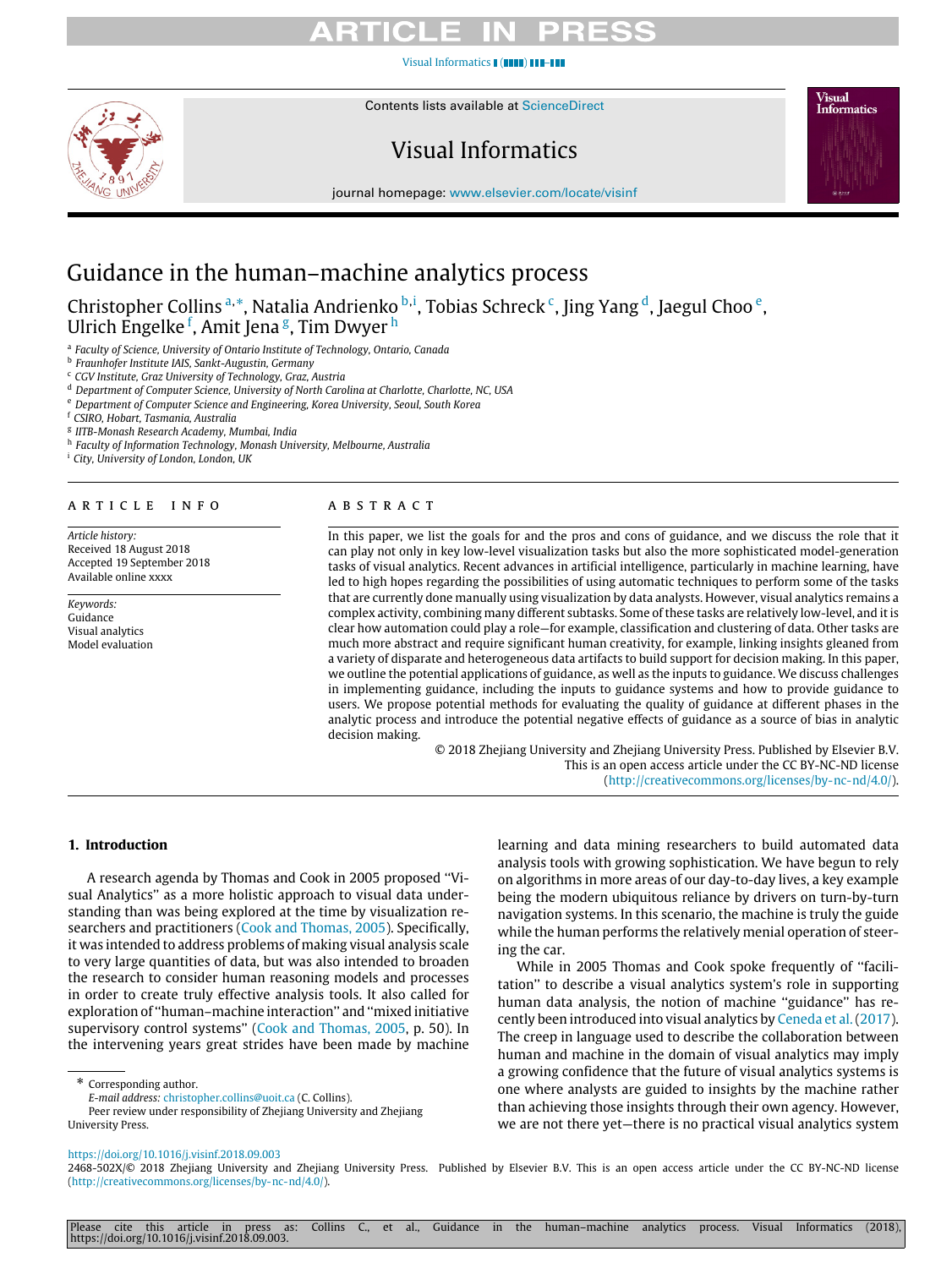# Guidance in the human–machine analytics process

Christopher Collins [a,*], Natalia Andrienko [b,i], Tobias Schreck [c], Jing Yang [d], Jaegul Choo [e], Ulrich Engelke [f], Amit Jena [g], Tim Dwyer [h]

[a] *Faculty of Science, University of Ontario Institute of Technology, Ontario, Canada*
[b] *Fraunhofer Institute IAIS, Sankt-Augustin, Germany*
[c] *CGV Institute, Graz University of Technology, Graz, Austria*
[d] *Department of Computer Science, University of North Carolina at Charlotte, Charlotte, NC, USA*
[e] *Department of Computer Science and Engineering, Korea University, Seoul, South Korea*
[f] *CSIRO, Hobart, Tasmania, Australia*
[g] *IITB-Monash Research Academy, Mumbai, India*
[h] *Faculty of Information Technology, Monash University, Melbourne, Australia*
[i] *City, University of London, London, UK*

**ARTICLE INFO**

*Article history:*
Received 18 August 2018
Accepted 19 September 2018
Available online xxxx

*Keywords:*
Guidance
Visual analytics
Model evaluation

**ABSTRACT**

In this paper, we list the goals for and the pros and cons of guidance, and we discuss the role that it can play not only in key low-level visualization tasks but also the more sophisticated model-generation tasks of visual analytics. Recent advances in artificial intelligence, particularly in machine learning, have led to high hopes regarding the possibilities of using automatic techniques to perform some of the tasks that are currently done manually using visualization by data analysts. However, visual analytics remains a complex activity, combining many different subtasks. Some of these tasks are relatively low-level, and it is clear how automation could play a role—for example, classification and clustering of data. Other tasks are much more abstract and require significant human creativity, for example, linking insights gleaned from a variety of disparate and heterogeneous data artifacts to build support for decision making. In this paper, we outline the potential applications of guidance, as well as the inputs to guidance. We discuss challenges in implementing guidance, including the inputs to guidance systems and how to provide guidance to users. We propose potential methods for evaluating the quality of guidance at different phases in the analytic process and introduce the potential negative effects of guidance as a source of bias in analytic decision making.

© 2018 Zhejiang University and Zhejiang University Press. Published by Elsevier B.V. This is an open access article under the CC BY-NC-ND license (http://creativecommons.org/licenses/by-nc-nd/4.0/).

## 1. Introduction

A research agenda by Thomas and Cook in 2005 proposed "Visual Analytics" as a more holistic approach to visual data understanding than was being explored at the time by visualization researchers and practitioners (Cook and Thomas, 2005). Specifically, it was intended to address problems of making visual analysis scale to very large quantities of data, but was also intended to broaden the research to consider human reasoning models and processes in order to create truly effective analysis tools. It also called for exploration of "human–machine interaction" and "mixed initiative supervisory control systems" (Cook and Thomas, 2005, p. 50). In the intervening years great strides have been made by machine learning and data mining researchers to build automated data analysis tools with growing sophistication. We have begun to rely on algorithms in more areas of our day-to-day lives, a key example being the modern ubiquitous reliance by drivers on turn-by-turn navigation systems. In this scenario, the machine is truly the guide while the human performs the relatively menial operation of steering the car.

While in 2005 Thomas and Cook spoke frequently of "facilitation" to describe a visual analytics system's role in supporting human data analysis, the notion of machine "guidance" has recently been introduced into visual analytics by Ceneda et al. (2017). The creep in language used to describe the collaboration between human and machine in the domain of visual analytics may imply a growing confidence that the future of visual analytics systems is one where analysts are guided to insights by the machine rather than achieving those insights through their own agency. However, we are not there yet—there is no practical visual analytics system

* Corresponding author.
*E-mail address:* christopher.collins@uoit.ca (C. Collins).
Peer review under responsibility of Zhejiang University and Zhejiang University Press.

https://doi.org/10.1016/j.visinf.2018.09.003
2468-502X/© 2018 Zhejiang University and Zhejiang University Press. Published by Elsevier B.V. This is an open access article under the CC BY-NC-ND license (http://creativecommons.org/licenses/by-nc-nd/4.0/).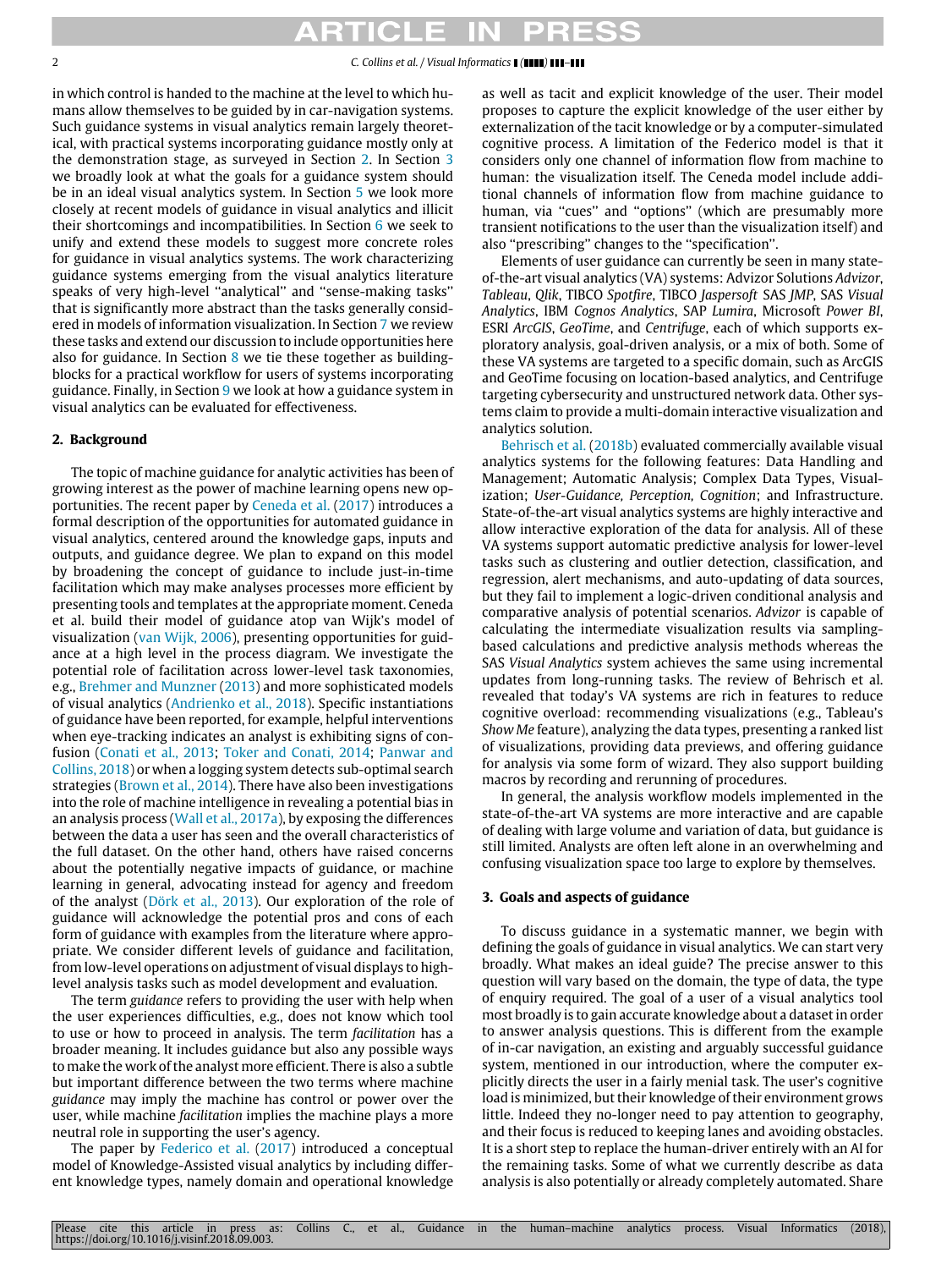in which control is handed to the machine at the level to which humans allow themselves to be guided by in car-navigation systems. Such guidance systems in visual analytics remain largely theoretical, with practical systems incorporating guidance mostly only at the demonstration stage, as surveyed in Section 2. In Section 3 we broadly look at what the goals for a guidance system should be in an ideal visual analytics system. In Section 5 we look more closely at recent models of guidance in visual analytics and illicit their shortcomings and incompatibilities. In Section 6 we seek to unify and extend these models to suggest more concrete roles for guidance in visual analytics systems. The work characterizing guidance systems emerging from the visual analytics literature speaks of very high-level "analytical" and "sense-making tasks" that is significantly more abstract than the tasks generally considered in models of information visualization. In Section 7 we review these tasks and extend our discussion to include opportunities here also for guidance. In Section 8 we tie these together as building-blocks for a practical workflow for users of systems incorporating guidance. Finally, in Section 9 we look at how a guidance system in visual analytics can be evaluated for effectiveness.

## 2. Background

The topic of machine guidance for analytic activities has been of growing interest as the power of machine learning opens new opportunities. The recent paper by Ceneda et al. (2017) introduces a formal description of the opportunities for automated guidance in visual analytics, centered around the knowledge gaps, inputs and outputs, and guidance degree. We plan to expand on this model by broadening the concept of guidance to include just-in-time facilitation which may make analyses processes more efficient by presenting tools and templates at the appropriate moment. Ceneda et al. build their model of guidance atop van Wijk's model of visualization (van Wijk, 2006), presenting opportunities for guidance at a high level in the process diagram. We investigate the potential role of facilitation across lower-level task taxonomies, e.g., Brehmer and Munzner (2013) and more sophisticated models of visual analytics (Andrienko et al., 2018). Specific instantiations of guidance have been reported, for example, helpful interventions when eye-tracking indicates an analyst is exhibiting signs of confusion (Conati et al., 2013; Toker and Conati, 2014; Panwar and Collins, 2018) or when a logging system detects sub-optimal search strategies (Brown et al., 2014). There have also been investigations into the role of machine intelligence in revealing a potential bias in an analysis process (Wall et al., 2017a), by exposing the differences between the data a user has seen and the overall characteristics of the full dataset. On the other hand, others have raised concerns about the potentially negative impacts of guidance, or machine learning in general, advocating instead for agency and freedom of the analyst (Dörk et al., 2013). Our exploration of the role of guidance will acknowledge the potential pros and cons of each form of guidance with examples from the literature where appropriate. We consider different levels of guidance and facilitation, from low-level operations on adjustment of visual displays to high-level analysis tasks such as model development and evaluation.

The term *guidance* refers to providing the user with help when the user experiences difficulties, e.g., does not know which tool to use or how to proceed in analysis. The term *facilitation* has a broader meaning. It includes guidance but also any possible ways to make the work of the analyst more efficient. There is also a subtle but important difference between the two terms where machine *guidance* may imply the machine has control or power over the user, while machine *facilitation* implies the machine plays a more neutral role in supporting the user's agency.

The paper by Federico et al. (2017) introduced a conceptual model of Knowledge-Assisted visual analytics by including different knowledge types, namely domain and operational knowledge as well as tacit and explicit knowledge of the user. Their model proposes to capture the explicit knowledge of the user either by externalization of the tacit knowledge or by a computer-simulated cognitive process. A limitation of the Federico model is that it considers only one channel of information flow from machine to human: the visualization itself. The Ceneda model include additional channels of information flow from machine guidance to human, via "cues" and "options" (which are presumably more transient notifications to the user than the visualization itself) and also "prescribing" changes to the "specification".

Elements of user guidance can currently be seen in many state-of-the-art visual analytics (VA) systems: Advizor Solutions *Advizor*, *Tableau*, *Qlik*, TIBCO *Spotfire*, TIBCO *Jaspersoft* SAS *JMP*, SAS *Visual Analytics*, IBM *Cognos Analytics*, SAP *Lumira*, Microsoft *Power BI*, ESRI *ArcGIS*, *GeoTime*, and *Centrifuge*, each of which supports exploratory analysis, goal-driven analysis, or a mix of both. Some of these VA systems are targeted to a specific domain, such as ArcGIS and GeoTime focusing on location-based analytics, and Centrifuge targeting cybersecurity and unstructured network data. Other systems claim to provide a multi-domain interactive visualization and analytics solution.

Behrisch et al. (2018b) evaluated commercially available visual analytics systems for the following features: Data Handling and Management; Automatic Analysis; Complex Data Types, Visualization; *User-Guidance, Perception, Cognition*; and Infrastructure. State-of-the-art visual analytics systems are highly interactive and allow interactive exploration of the data for analysis. All of these VA systems support automatic predictive analysis for lower-level tasks such as clustering and outlier detection, classification, and regression, alert mechanisms, and auto-updating of data sources, but they fail to implement a logic-driven conditional analysis and comparative analysis of potential scenarios. *Advizor* is capable of calculating the intermediate visualization results via sampling-based calculations and predictive analysis methods whereas the SAS *Visual Analytics* system achieves the same using incremental updates from long-running tasks. The review of Behrisch et al. revealed that today's VA systems are rich in features to reduce cognitive overload: recommending visualizations (e.g., Tableau's *Show Me* feature), analyzing the data types, presenting a ranked list of visualizations, providing data previews, and offering guidance for analysis via some form of wizard. They also support building macros by recording and rerunning of procedures.

In general, the analysis workflow models implemented in the state-of-the-art VA systems are more interactive and are capable of dealing with large volume and variation of data, but guidance is still limited. Analysts are often left alone in an overwhelming and confusing visualization space too large to explore by themselves.

## 3. Goals and aspects of guidance

To discuss guidance in a systematic manner, we begin with defining the goals of guidance in visual analytics. We can start very broadly. What makes an ideal guide? The precise answer to this question will vary based on the domain, the type of data, the type of enquiry required. The goal of a user of a visual analytics tool most broadly is to gain accurate knowledge about a dataset in order to answer analysis questions. This is different from the example of in-car navigation, an existing and arguably successful guidance system, mentioned in our introduction, where the computer explicitly directs the user in a fairly menial task. The user's cognitive load is minimized, but their knowledge of their environment grows little. Indeed they no-longer need to pay attention to geography, and their focus is reduced to keeping lanes and avoiding obstacles. It is a short step to replace the human-driver entirely with an AI for the remaining tasks. Some of what we currently describe as data analysis is also potentially or already completely automated. Share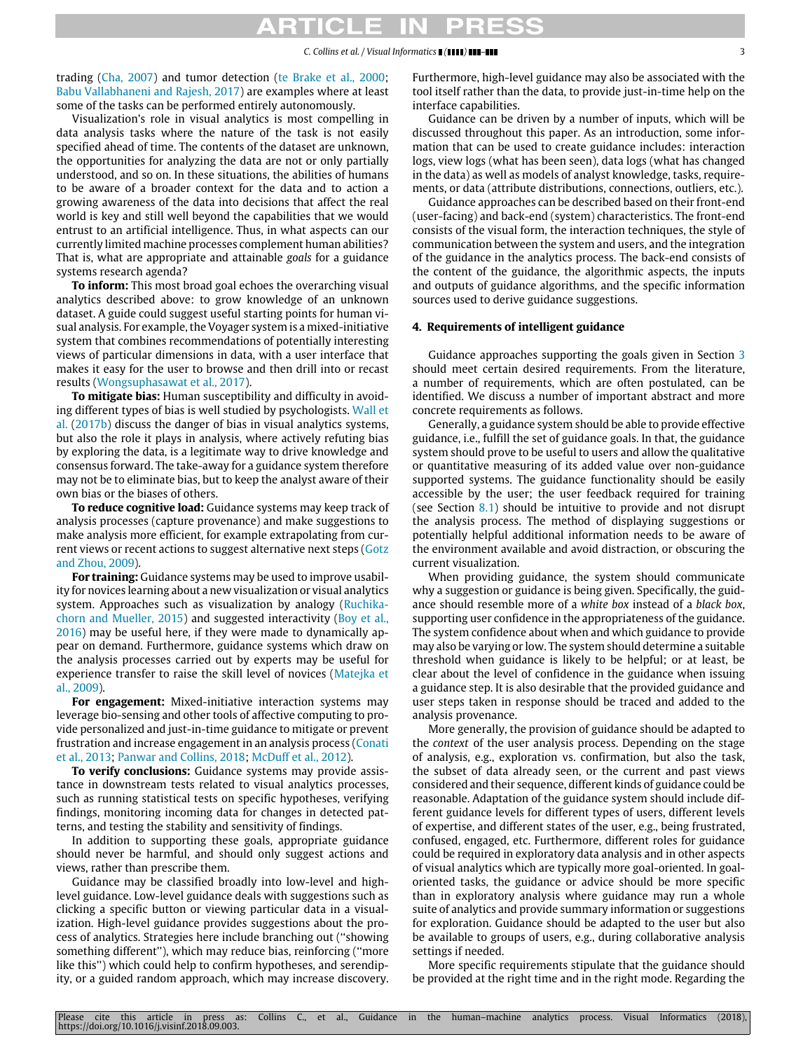trading (Cha, 2007) and tumor detection (te Brake et al., 2000; Babu Vallabhaneni and Rajesh, 2017) are examples where at least some of the tasks can be performed entirely autonomously.

Visualization's role in visual analytics is most compelling in data analysis tasks where the nature of the task is not easily specified ahead of time. The contents of the dataset are unknown, the opportunities for analyzing the data are not or only partially understood, and so on. In these situations, the abilities of humans to be aware of a broader context for the data and to action a growing awareness of the data into decisions that affect the real world is key and still well beyond the capabilities that we would entrust to an artificial intelligence. Thus, in what aspects can our currently limited machine processes complement human abilities? That is, what are appropriate and attainable *goals* for a guidance systems research agenda?

**To inform:** This most broad goal echoes the overarching visual analytics described above: to grow knowledge of an unknown dataset. A guide could suggest useful starting points for human visual analysis. For example, the Voyager system is a mixed-initiative system that combines recommendations of potentially interesting views of particular dimensions in data, with a user interface that makes it easy for the user to browse and then drill into or recast results (Wongsuphasawat et al., 2017).

**To mitigate bias:** Human susceptibility and difficulty in avoiding different types of bias is well studied by psychologists. Wall et al. (2017b) discuss the danger of bias in visual analytics systems, but also the role it plays in analysis, where actively refuting bias by exploring the data, is a legitimate way to drive knowledge and consensus forward. The take-away for a guidance system therefore may not be to eliminate bias, but to keep the analyst aware of their own bias or the biases of others.

**To reduce cognitive load:** Guidance systems may keep track of analysis processes (capture provenance) and make suggestions to make analysis more efficient, for example extrapolating from current views or recent actions to suggest alternative next steps (Gotz and Zhou, 2009).

**For training:** Guidance systems may be used to improve usability for novices learning about a new visualization or visual analytics system. Approaches such as visualization by analogy (Ruchikachorn and Mueller, 2015) and suggested interactivity (Boy et al., 2016) may be useful here, if they were made to dynamically appear on demand. Furthermore, guidance systems which draw on the analysis processes carried out by experts may be useful for experience transfer to raise the skill level of novices (Matejka et al., 2009).

**For engagement:** Mixed-initiative interaction systems may leverage bio-sensing and other tools of affective computing to provide personalized and just-in-time guidance to mitigate or prevent frustration and increase engagement in an analysis process (Conati et al., 2013; Panwar and Collins, 2018; McDuff et al., 2012).

**To verify conclusions:** Guidance systems may provide assistance in downstream tests related to visual analytics processes, such as running statistical tests on specific hypotheses, verifying findings, monitoring incoming data for changes in detected patterns, and testing the stability and sensitivity of findings.

In addition to supporting these goals, appropriate guidance should never be harmful, and should only suggest actions and views, rather than prescribe them.

Guidance may be classified broadly into low-level and high-level guidance. Low-level guidance deals with suggestions such as clicking a specific button or viewing particular data in a visualization. High-level guidance provides suggestions about the process of analytics. Strategies here include branching out ("showing something different"), which may reduce bias, reinforcing ("more like this") which could help to confirm hypotheses, and serendipity, or a guided random approach, which may increase discovery. Furthermore, high-level guidance may also be associated with the tool itself rather than the data, to provide just-in-time help on the interface capabilities.

Guidance can be driven by a number of inputs, which will be discussed throughout this paper. As an introduction, some information that can be used to create guidance includes: interaction logs, view logs (what has been seen), data logs (what has changed in the data) as well as models of analyst knowledge, tasks, requirements, or data (attribute distributions, connections, outliers, etc.).

Guidance approaches can be described based on their front-end (user-facing) and back-end (system) characteristics. The front-end consists of the visual form, the interaction techniques, the style of communication between the system and users, and the integration of the guidance in the analytics process. The back-end consists of the content of the guidance, the algorithmic aspects, the inputs and outputs of guidance algorithms, and the specific information sources used to derive guidance suggestions.

## 4. Requirements of intelligent guidance

Guidance approaches supporting the goals given in Section 3 should meet certain desired requirements. From the literature, a number of requirements, which are often postulated, can be identified. We discuss a number of important abstract and more concrete requirements as follows.

Generally, a guidance system should be able to provide effective guidance, i.e., fulfill the set of guidance goals. In that, the guidance system should prove to be useful to users and allow the qualitative or quantitative measuring of its added value over non-guidance supported systems. The guidance functionality should be easily accessible by the user; the user feedback required for training (see Section 8.1) should be intuitive to provide and not disrupt the analysis process. The method of displaying suggestions or potentially helpful additional information needs to be aware of the environment available and avoid distraction, or obscuring the current visualization.

When providing guidance, the system should communicate why a suggestion or guidance is being given. Specifically, the guidance should resemble more of a *white box* instead of a *black box*, supporting user confidence in the appropriateness of the guidance. The system confidence about when and which guidance to provide may also be varying or low. The system should determine a suitable threshold when guidance is likely to be helpful; or at least, be clear about the level of confidence in the guidance when issuing a guidance step. It is also desirable that the provided guidance and user steps taken in response should be traced and added to the analysis provenance.

More generally, the provision of guidance should be adapted to the *context* of the user analysis process. Depending on the stage of analysis, e.g., exploration vs. confirmation, but also the task, the subset of data already seen, or the current and past views considered and their sequence, different kinds of guidance could be reasonable. Adaptation of the guidance system should include different guidance levels for different types of users, different levels of expertise, and different states of the user, e.g., being frustrated, confused, engaged, etc. Furthermore, different roles for guidance could be required in exploratory data analysis and in other aspects of visual analytics which are typically more goal-oriented. In goal-oriented tasks, the guidance or advice should be more specific than in exploratory analysis where guidance may run a whole suite of analytics and provide summary information or suggestions for exploration. Guidance should be adapted to the user but also be available to groups of users, e.g., during collaborative analysis settings if needed.

More specific requirements stipulate that the guidance should be provided at the right time and in the right mode. Regarding the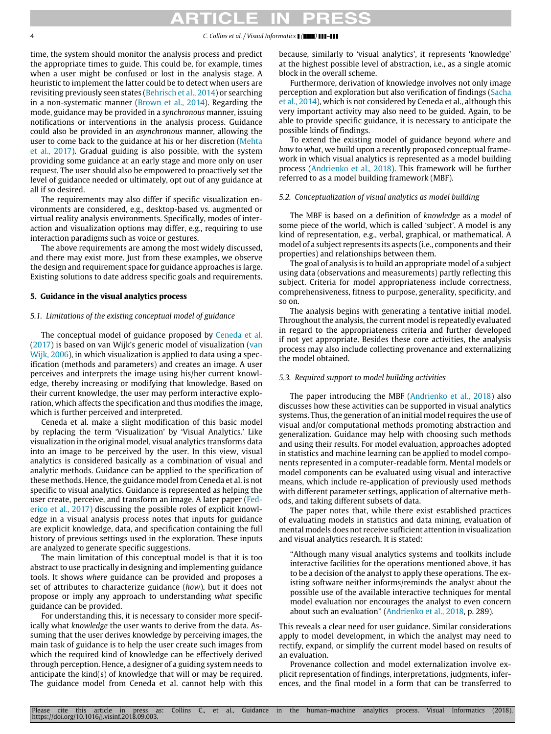time, the system should monitor the analysis process and predict the appropriate times to guide. This could be, for example, times when a user might be confused or lost in the analysis stage. A heuristic to implement the latter could be to detect when users are revisiting previously seen states (Behrisch et al., 2014) or searching in a non-systematic manner (Brown et al., 2014). Regarding the mode, guidance may be provided in a *synchronous* manner, issuing notifications or interventions in the analysis process. Guidance could also be provided in an *asynchronous* manner, allowing the user to come back to the guidance at his or her discretion (Mehta et al., 2017). Gradual guiding is also possible, with the system providing some guidance at an early stage and more only on user request. The user should also be empowered to proactively set the level of guidance needed or ultimately, opt out of any guidance at all if so desired.

The requirements may also differ if specific visualization environments are considered, e.g., desktop-based vs. augmented or virtual reality analysis environments. Specifically, modes of interaction and visualization options may differ, e.g., requiring to use interaction paradigms such as voice or gestures.

The above requirements are among the most widely discussed, and there may exist more. Just from these examples, we observe the design and requirement space for guidance approaches is large. Existing solutions to date address specific goals and requirements.

## 5. Guidance in the visual analytics process

### 5.1. Limitations of the existing conceptual model of guidance

The conceptual model of guidance proposed by Ceneda et al. (2017) is based on van Wijk's generic model of visualization (van Wijk, 2006), in which visualization is applied to data using a specification (methods and parameters) and creates an image. A user perceives and interprets the image using his/her current knowledge, thereby increasing or modifying that knowledge. Based on their current knowledge, the user may perform interactive exploration, which affects the specification and thus modifies the image, which is further perceived and interpreted.

Ceneda et al. make a slight modification of this basic model by replacing the term 'Visualization' by 'Visual Analytics.' Like visualization in the original model, visual analytics transforms data into an image to be perceived by the user. In this view, visual analytics is considered basically as a combination of visual and analytic methods. Guidance can be applied to the specification of these methods. Hence, the guidance model from Ceneda et al. is not specific to visual analytics. Guidance is represented as helping the user create, perceive, and transform an image. A later paper (Federico et al., 2017) discussing the possible roles of explicit knowledge in a visual analysis process notes that inputs for guidance are explicit knowledge, data, and specification containing the full history of previous settings used in the exploration. These inputs are analyzed to generate specific suggestions.

The main limitation of this conceptual model is that it is too abstract to use practically in designing and implementing guidance tools. It shows *where* guidance can be provided and proposes a set of attributes to characterize guidance (*how*), but it does not propose or imply any approach to understanding *what* specific guidance can be provided.

For understanding this, it is necessary to consider more specifically what *knowledge* the user wants to derive from the data. Assuming that the user derives knowledge by perceiving images, the main task of guidance is to help the user create such images from which the required kind of knowledge can be effectively derived through perception. Hence, a designer of a guiding system needs to anticipate the kind(s) of knowledge that will or may be required. The guidance model from Ceneda et al. cannot help with this because, similarly to 'visual analytics', it represents 'knowledge' at the highest possible level of abstraction, i.e., as a single atomic block in the overall scheme.

Furthermore, derivation of knowledge involves not only image perception and exploration but also verification of findings (Sacha et al., 2014), which is not considered by Ceneda et al., although this very important activity may also need to be guided. Again, to be able to provide specific guidance, it is necessary to anticipate the possible kinds of findings.

To extend the existing model of guidance beyond *where* and *how* to *what*, we build upon a recently proposed conceptual framework in which visual analytics is represented as a model building process (Andrienko et al., 2018). This framework will be further referred to as a model building framework (MBF).

### 5.2. Conceptualization of visual analytics as model building

The MBF is based on a definition of *knowledge* as a *model* of some piece of the world, which is called 'subject'. A model is any kind of representation, e.g., verbal, graphical, or mathematical. A model of a subject represents its aspects (i.e., components and their properties) and relationships between them.

The goal of analysis is to build an appropriate model of a subject using data (observations and measurements) partly reflecting this subject. Criteria for model appropriateness include correctness, comprehensiveness, fitness to purpose, generality, specificity, and so on.

The analysis begins with generating a tentative initial model. Throughout the analysis, the current model is repeatedly evaluated in regard to the appropriateness criteria and further developed if not yet appropriate. Besides these core activities, the analysis process may also include collecting provenance and externalizing the model obtained.

### 5.3. Required support to model building activities

The paper introducing the MBF (Andrienko et al., 2018) also discusses how these activities can be supported in visual analytics systems. Thus, the generation of an initial model requires the use of visual and/or computational methods promoting abstraction and generalization. Guidance may help with choosing such methods and using their results. For model evaluation, approaches adopted in statistics and machine learning can be applied to model components represented in a computer-readable form. Mental models or model components can be evaluated using visual and interactive means, which include re-application of previously used methods with different parameter settings, application of alternative methods, and taking different subsets of data.

The paper notes that, while there exist established practices of evaluating models in statistics and data mining, evaluation of mental models does not receive sufficient attention in visualization and visual analytics research. It is stated:

> "Although many visual analytics systems and toolkits include interactive facilities for the operations mentioned above, it has to be a decision of the analyst to apply these operations. The existing software neither informs/reminds the analyst about the possible use of the available interactive techniques for mental model evaluation nor encourages the analyst to even concern about such an evaluation" (Andrienko et al., 2018, p. 289).

This reveals a clear need for user guidance. Similar considerations apply to model development, in which the analyst may need to rectify, expand, or simplify the current model based on results of an evaluation.

Provenance collection and model externalization involve explicit representation of findings, interpretations, judgments, inferences, and the final model in a form that can be transferred to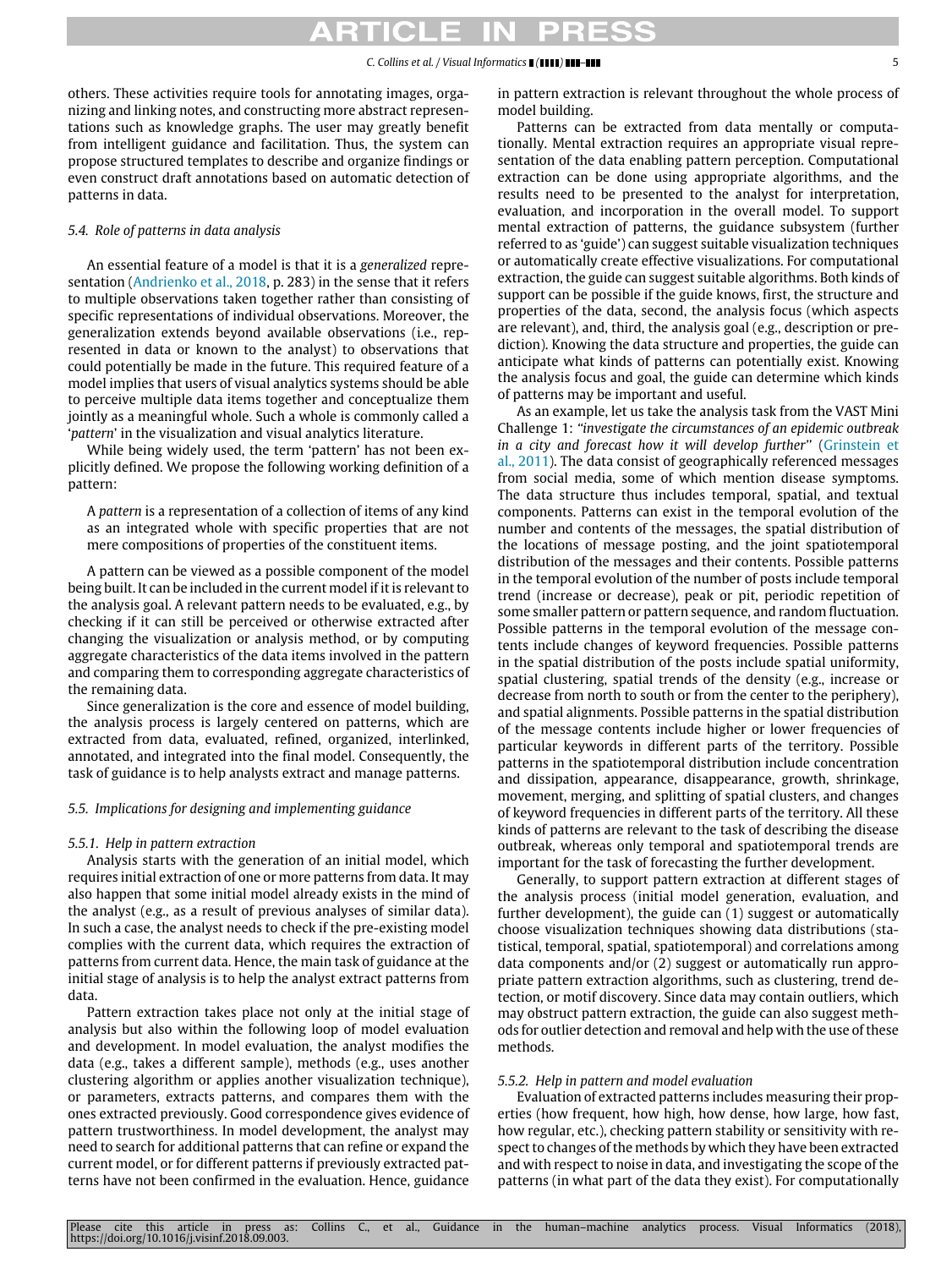others. These activities require tools for annotating images, organizing and linking notes, and constructing more abstract representations such as knowledge graphs. The user may greatly benefit from intelligent guidance and facilitation. Thus, the system can propose structured templates to describe and organize findings or even construct draft annotations based on automatic detection of patterns in data.

### 5.4. Role of patterns in data analysis

An essential feature of a model is that it is a *generalized* representation (Andrienko et al., 2018, p. 283) in the sense that it refers to multiple observations taken together rather than consisting of specific representations of individual observations. Moreover, the generalization extends beyond available observations (i.e., represented in data or known to the analyst) to observations that could potentially be made in the future. This required feature of a model implies that users of visual analytics systems should be able to perceive multiple data items together and conceptualize them jointly as a meaningful whole. Such a whole is commonly called a '*pattern*' in the visualization and visual analytics literature.

While being widely used, the term 'pattern' has not been explicitly defined. We propose the following working definition of a pattern:

> A *pattern* is a representation of a collection of items of any kind as an integrated whole with specific properties that are not mere compositions of properties of the constituent items.

A pattern can be viewed as a possible component of the model being built. It can be included in the current model if it is relevant to the analysis goal. A relevant pattern needs to be evaluated, e.g., by checking if it can still be perceived or otherwise extracted after changing the visualization or analysis method, or by computing aggregate characteristics of the data items involved in the pattern and comparing them to corresponding aggregate characteristics of the remaining data.

Since generalization is the core and essence of model building, the analysis process is largely centered on patterns, which are extracted from data, evaluated, refined, organized, interlinked, annotated, and integrated into the final model. Consequently, the task of guidance is to help analysts extract and manage patterns.

### 5.5. Implications for designing and implementing guidance

#### 5.5.1. Help in pattern extraction

Analysis starts with the generation of an initial model, which requires initial extraction of one or more patterns from data. It may also happen that some initial model already exists in the mind of the analyst (e.g., as a result of previous analyses of similar data). In such a case, the analyst needs to check if the pre-existing model complies with the current data, which requires the extraction of patterns from current data. Hence, the main task of guidance at the initial stage of analysis is to help the analyst extract patterns from data.

Pattern extraction takes place not only at the initial stage of analysis but also within the following loop of model evaluation and development. In model evaluation, the analyst modifies the data (e.g., takes a different sample), methods (e.g., uses another clustering algorithm or applies another visualization technique), or parameters, extracts patterns, and compares them with the ones extracted previously. Good correspondence gives evidence of pattern trustworthiness. In model development, the analyst may need to search for additional patterns that can refine or expand the current model, or for different patterns if previously extracted patterns have not been confirmed in the evaluation. Hence, guidance in pattern extraction is relevant throughout the whole process of model building.

Patterns can be extracted from data mentally or computationally. Mental extraction requires an appropriate visual representation of the data enabling pattern perception. Computational extraction can be done using appropriate algorithms, and the results need to be presented to the analyst for interpretation, evaluation, and incorporation in the overall model. To support mental extraction of patterns, the guidance subsystem (further referred to as 'guide') can suggest suitable visualization techniques or automatically create effective visualizations. For computational extraction, the guide can suggest suitable algorithms. Both kinds of support can be possible if the guide knows, first, the structure and properties of the data, second, the analysis focus (which aspects are relevant), and, third, the analysis goal (e.g., description or prediction). Knowing the data structure and properties, the guide can anticipate what kinds of patterns can potentially exist. Knowing the analysis focus and goal, the guide can determine which kinds of patterns may be important and useful.

As an example, let us take the analysis task from the VAST Mini Challenge 1: "*investigate the circumstances of an epidemic outbreak in a city and forecast how it will develop further*" (Grinstein et al., 2011). The data consist of geographically referenced messages from social media, some of which mention disease symptoms. The data structure thus includes temporal, spatial, and textual components. Patterns can exist in the temporal evolution of the number and contents of the messages, the spatial distribution of the locations of message posting, and the joint spatiotemporal distribution of the messages and their contents. Possible patterns in the temporal evolution of the number of posts include temporal trend (increase or decrease), peak or pit, periodic repetition of some smaller pattern or pattern sequence, and random fluctuation. Possible patterns in the temporal evolution of the message contents include changes of keyword frequencies. Possible patterns in the spatial distribution of the posts include spatial uniformity, spatial clustering, spatial trends of the density (e.g., increase or decrease from north to south or from the center to the periphery), and spatial alignments. Possible patterns in the spatial distribution of the message contents include higher or lower frequencies of particular keywords in different parts of the territory. Possible patterns in the spatiotemporal distribution include concentration and dissipation, appearance, disappearance, growth, shrinkage, movement, merging, and splitting of spatial clusters, and changes of keyword frequencies in different parts of the territory. All these kinds of patterns are relevant to the task of describing the disease outbreak, whereas only temporal and spatiotemporal trends are important for the task of forecasting the further development.

Generally, to support pattern extraction at different stages of the analysis process (initial model generation, evaluation, and further development), the guide can (1) suggest or automatically choose visualization techniques showing data distributions (statistical, temporal, spatial, spatiotemporal) and correlations among data components and/or (2) suggest or automatically run appropriate pattern extraction algorithms, such as clustering, trend detection, or motif discovery. Since data may contain outliers, which may obstruct pattern extraction, the guide can also suggest methods for outlier detection and removal and help with the use of these methods.

#### 5.5.2. Help in pattern and model evaluation

Evaluation of extracted patterns includes measuring their properties (how frequent, how high, how dense, how large, how fast, how regular, etc.), checking pattern stability or sensitivity with respect to changes of the methods by which they have been extracted and with respect to noise in data, and investigating the scope of the patterns (in what part of the data they exist). For computationally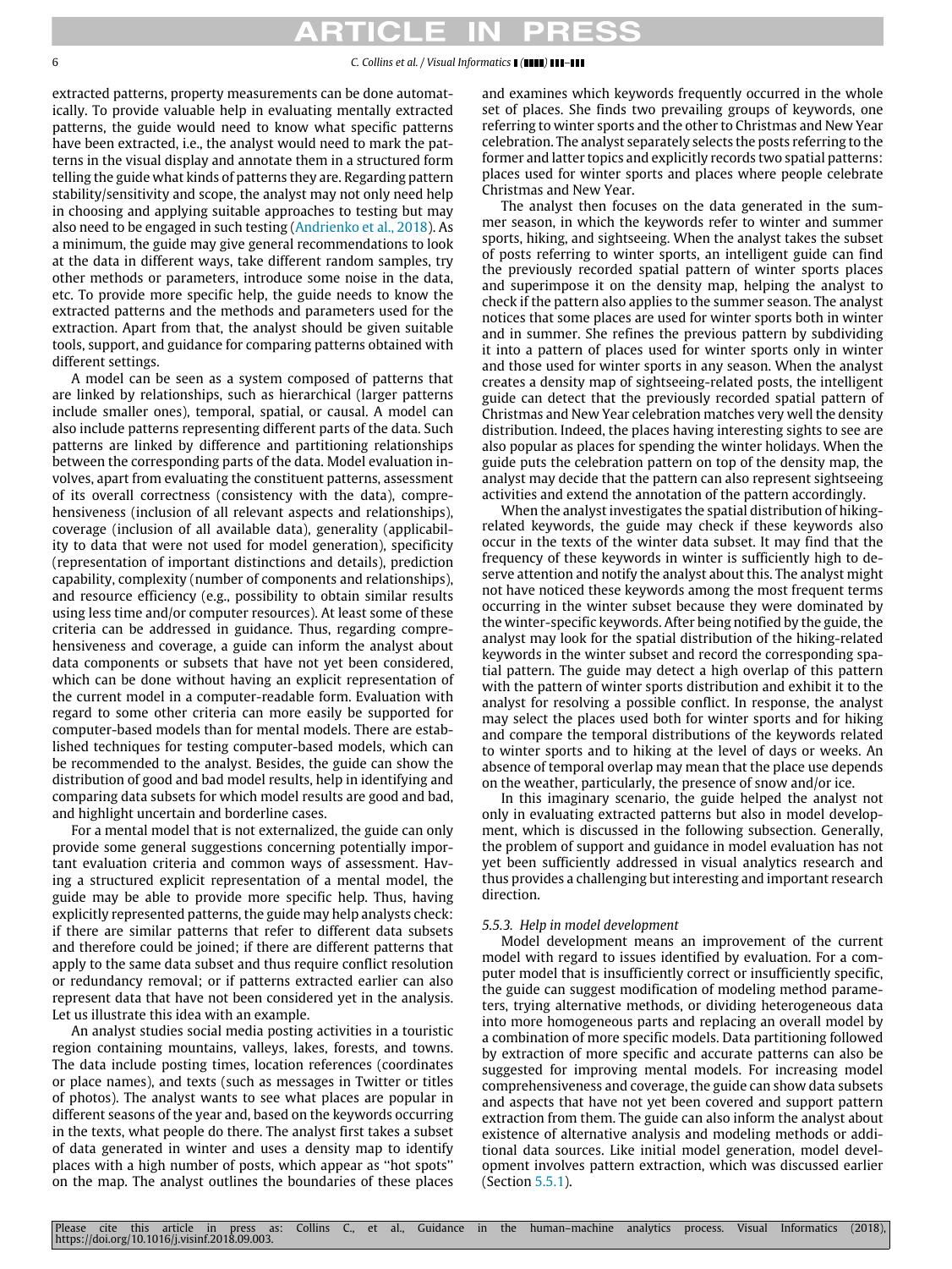extracted patterns, property measurements can be done automatically. To provide valuable help in evaluating mentally extracted patterns, the guide would need to know what specific patterns have been extracted, i.e., the analyst would need to mark the patterns in the visual display and annotate them in a structured form telling the guide what kinds of patterns they are. Regarding pattern stability/sensitivity and scope, the analyst may not only need help in choosing and applying suitable approaches to testing but may also need to be engaged in such testing (Andrienko et al., 2018). As a minimum, the guide may give general recommendations to look at the data in different ways, take different random samples, try other methods or parameters, introduce some noise in the data, etc. To provide more specific help, the guide needs to know the extracted patterns and the methods and parameters used for the extraction. Apart from that, the analyst should be given suitable tools, support, and guidance for comparing patterns obtained with different settings.

A model can be seen as a system composed of patterns that are linked by relationships, such as hierarchical (larger patterns include smaller ones), temporal, spatial, or causal. A model can also include patterns representing different parts of the data. Such patterns are linked by difference and partitioning relationships between the corresponding parts of the data. Model evaluation involves, apart from evaluating the constituent patterns, assessment of its overall correctness (consistency with the data), comprehensiveness (inclusion of all relevant aspects and relationships), coverage (inclusion of all available data), generality (applicability to data that were not used for model generation), specificity (representation of important distinctions and details), prediction capability, complexity (number of components and relationships), and resource efficiency (e.g., possibility to obtain similar results using less time and/or computer resources). At least some of these criteria can be addressed in guidance. Thus, regarding comprehensiveness and coverage, a guide can inform the analyst about data components or subsets that have not yet been considered, which can be done without having an explicit representation of the current model in a computer-readable form. Evaluation with regard to some other criteria can more easily be supported for computer-based models than for mental models. There are established techniques for testing computer-based models, which can be recommended to the analyst. Besides, the guide can show the distribution of good and bad model results, help in identifying and comparing data subsets for which model results are good and bad, and highlight uncertain and borderline cases.

For a mental model that is not externalized, the guide can only provide some general suggestions concerning potentially important evaluation criteria and common ways of assessment. Having a structured explicit representation of a mental model, the guide may be able to provide more specific help. Thus, having explicitly represented patterns, the guide may help analysts check: if there are similar patterns that refer to different data subsets and therefore could be joined; if there are different patterns that apply to the same data subset and thus require conflict resolution or redundancy removal; or if patterns extracted earlier can also represent data that have not been considered yet in the analysis. Let us illustrate this idea with an example.

An analyst studies social media posting activities in a touristic region containing mountains, valleys, lakes, forests, and towns. The data include posting times, location references (coordinates or place names), and texts (such as messages in Twitter or titles of photos). The analyst wants to see what places are popular in different seasons of the year and, based on the keywords occurring in the texts, what people do there. The analyst first takes a subset of data generated in winter and uses a density map to identify places with a high number of posts, which appear as "hot spots" on the map. The analyst outlines the boundaries of these places and examines which keywords frequently occurred in the whole set of places. She finds two prevailing groups of keywords, one referring to winter sports and the other to Christmas and New Year celebration. The analyst separately selects the posts referring to the former and latter topics and explicitly records two spatial patterns: places used for winter sports and places where people celebrate Christmas and New Year.

The analyst then focuses on the data generated in the summer season, in which the keywords refer to winter and summer sports, hiking, and sightseeing. When the analyst takes the subset of posts referring to winter sports, an intelligent guide can find the previously recorded spatial pattern of winter sports places and superimpose it on the density map, helping the analyst to check if the pattern also applies to the summer season. The analyst notices that some places are used for winter sports both in winter and in summer. She refines the previous pattern by subdividing it into a pattern of places used for winter sports only in winter and those used for winter sports in any season. When the analyst creates a density map of sightseeing-related posts, the intelligent guide can detect that the previously recorded spatial pattern of Christmas and New Year celebration matches very well the density distribution. Indeed, the places having interesting sights to see are also popular as places for spending the winter holidays. When the guide puts the celebration pattern on top of the density map, the analyst may decide that the pattern can also represent sightseeing activities and extend the annotation of the pattern accordingly.

When the analyst investigates the spatial distribution of hiking-related keywords, the guide may check if these keywords also occur in the texts of the winter data subset. It may find that the frequency of these keywords in winter is sufficiently high to deserve attention and notify the analyst about this. The analyst might not have noticed these keywords among the most frequent terms occurring in the winter subset because they were dominated by the winter-specific keywords. After being notified by the guide, the analyst may look for the spatial distribution of the hiking-related keywords in the winter subset and record the corresponding spatial pattern. The guide may detect a high overlap of this pattern with the pattern of winter sports distribution and exhibit it to the analyst for resolving a possible conflict. In response, the analyst may select the places used both for winter sports and for hiking and compare the temporal distributions of the keywords related to winter sports and to hiking at the level of days or weeks. An absence of temporal overlap may mean that the place use depends on the weather, particularly, the presence of snow and/or ice.

In this imaginary scenario, the guide helped the analyst not only in evaluating extracted patterns but also in model development, which is discussed in the following subsection. Generally, the problem of support and guidance in model evaluation has not yet been sufficiently addressed in visual analytics research and thus provides a challenging but interesting and important research direction.

### 5.5.3. Help in model development

Model development means an improvement of the current model with regard to issues identified by evaluation. For a computer model that is insufficiently correct or insufficiently specific, the guide can suggest modification of modeling method parameters, trying alternative methods, or dividing heterogeneous data into more homogeneous parts and replacing an overall model by a combination of more specific models. Data partitioning followed by extraction of more specific and accurate patterns can also be suggested for improving mental models. For increasing model comprehensiveness and coverage, the guide can show data subsets and aspects that have not yet been covered and support pattern extraction from them. The guide can also inform the analyst about existence of alternative analysis and modeling methods or additional data sources. Like initial model generation, model development involves pattern extraction, which was discussed earlier (Section 5.5.1).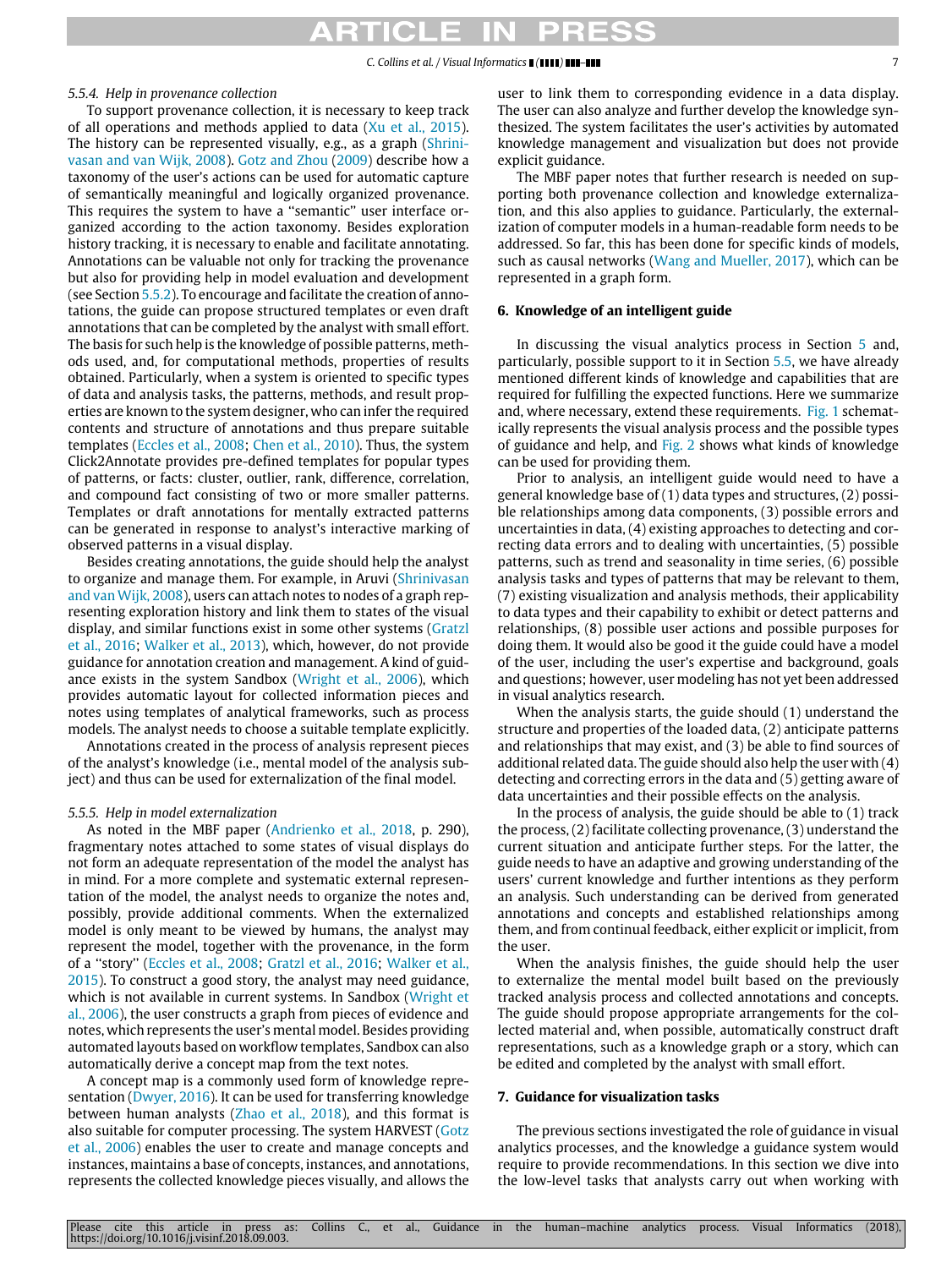#### 5.5.4. Help in provenance collection

To support provenance collection, it is necessary to keep track of all operations and methods applied to data (Xu et al., 2015). The history can be represented visually, e.g., as a graph (Shrinivasan and van Wijk, 2008). Gotz and Zhou (2009) describe how a taxonomy of the user's actions can be used for automatic capture of semantically meaningful and logically organized provenance. This requires the system to have a ''semantic'' user interface organized according to the action taxonomy. Besides exploration history tracking, it is necessary to enable and facilitate annotating. Annotations can be valuable not only for tracking the provenance but also for providing help in model evaluation and development (see Section 5.5.2). To encourage and facilitate the creation of annotations, the guide can propose structured templates or even draft annotations that can be completed by the analyst with small effort. The basis for such help is the knowledge of possible patterns, methods used, and, for computational methods, properties of results obtained. Particularly, when a system is oriented to specific types of data and analysis tasks, the patterns, methods, and result properties are known to the system designer, who can infer the required contents and structure of annotations and thus prepare suitable templates (Eccles et al., 2008; Chen et al., 2010). Thus, the system Click2Annotate provides pre-defined templates for popular types of patterns, or facts: cluster, outlier, rank, difference, correlation, and compound fact consisting of two or more smaller patterns. Templates or draft annotations for mentally extracted patterns can be generated in response to analyst's interactive marking of observed patterns in a visual display.

Besides creating annotations, the guide should help the analyst to organize and manage them. For example, in Aruvi (Shrinivasan and van Wijk, 2008), users can attach notes to nodes of a graph representing exploration history and link them to states of the visual display, and similar functions exist in some other systems (Gratzl et al., 2016; Walker et al., 2013), which, however, do not provide guidance for annotation creation and management. A kind of guidance exists in the system Sandbox (Wright et al., 2006), which provides automatic layout for collected information pieces and notes using templates of analytical frameworks, such as process models. The analyst needs to choose a suitable template explicitly.

Annotations created in the process of analysis represent pieces of the analyst's knowledge (i.e., mental model of the analysis subject) and thus can be used for externalization of the final model.

#### 5.5.5. Help in model externalization

As noted in the MBF paper (Andrienko et al., 2018, p. 290), fragmentary notes attached to some states of visual displays do not form an adequate representation of the model the analyst has in mind. For a more complete and systematic external representation of the model, the analyst needs to organize the notes and, possibly, provide additional comments. When the externalized model is only meant to be viewed by humans, the analyst may represent the model, together with the provenance, in the form of a ''story'' (Eccles et al., 2008; Gratzl et al., 2016; Walker et al., 2015). To construct a good story, the analyst may need guidance, which is not available in current systems. In Sandbox (Wright et al., 2006), the user constructs a graph from pieces of evidence and notes, which represents the user's mental model. Besides providing automated layouts based on workflow templates, Sandbox can also automatically derive a concept map from the text notes.

A concept map is a commonly used form of knowledge representation (Dwyer, 2016). It can be used for transferring knowledge between human analysts (Zhao et al., 2018), and this format is also suitable for computer processing. The system HARVEST (Gotz et al., 2006) enables the user to create and manage concepts and instances, maintains a base of concepts, instances, and annotations, represents the collected knowledge pieces visually, and allows the user to link them to corresponding evidence in a data display. The user can also analyze and further develop the knowledge synthesized. The system facilitates the user's activities by automated knowledge management and visualization but does not provide explicit guidance.

The MBF paper notes that further research is needed on supporting both provenance collection and knowledge externalization, and this also applies to guidance. Particularly, the externalization of computer models in a human-readable form needs to be addressed. So far, this has been done for specific kinds of models, such as causal networks (Wang and Mueller, 2017), which can be represented in a graph form.

## 6. Knowledge of an intelligent guide

In discussing the visual analytics process in Section 5 and, particularly, possible support to it in Section 5.5, we have already mentioned different kinds of knowledge and capabilities that are required for fulfilling the expected functions. Here we summarize and, where necessary, extend these requirements. Fig. 1 schematically represents the visual analysis process and the possible types of guidance and help, and Fig. 2 shows what kinds of knowledge can be used for providing them.

Prior to analysis, an intelligent guide would need to have a general knowledge base of (1) data types and structures, (2) possible relationships among data components, (3) possible errors and uncertainties in data, (4) existing approaches to detecting and correcting data errors and to dealing with uncertainties, (5) possible patterns, such as trend and seasonality in time series, (6) possible analysis tasks and types of patterns that may be relevant to them, (7) existing visualization and analysis methods, their applicability to data types and their capability to exhibit or detect patterns and relationships, (8) possible user actions and possible purposes for doing them. It would also be good it the guide could have a model of the user, including the user's expertise and background, goals and questions; however, user modeling has not yet been addressed in visual analytics research.

When the analysis starts, the guide should (1) understand the structure and properties of the loaded data, (2) anticipate patterns and relationships that may exist, and (3) be able to find sources of additional related data. The guide should also help the user with (4) detecting and correcting errors in the data and (5) getting aware of data uncertainties and their possible effects on the analysis.

In the process of analysis, the guide should be able to (1) track the process, (2) facilitate collecting provenance, (3) understand the current situation and anticipate further steps. For the latter, the guide needs to have an adaptive and growing understanding of the users' current knowledge and further intentions as they perform an analysis. Such understanding can be derived from generated annotations and concepts and established relationships among them, and from continual feedback, either explicit or implicit, from the user.

When the analysis finishes, the guide should help the user to externalize the mental model built based on the previously tracked analysis process and collected annotations and concepts. The guide should propose appropriate arrangements for the collected material and, when possible, automatically construct draft representations, such as a knowledge graph or a story, which can be edited and completed by the analyst with small effort.

## 7. Guidance for visualization tasks

The previous sections investigated the role of guidance in visual analytics processes, and the knowledge a guidance system would require to provide recommendations. In this section we dive into the low-level tasks that analysts carry out when working with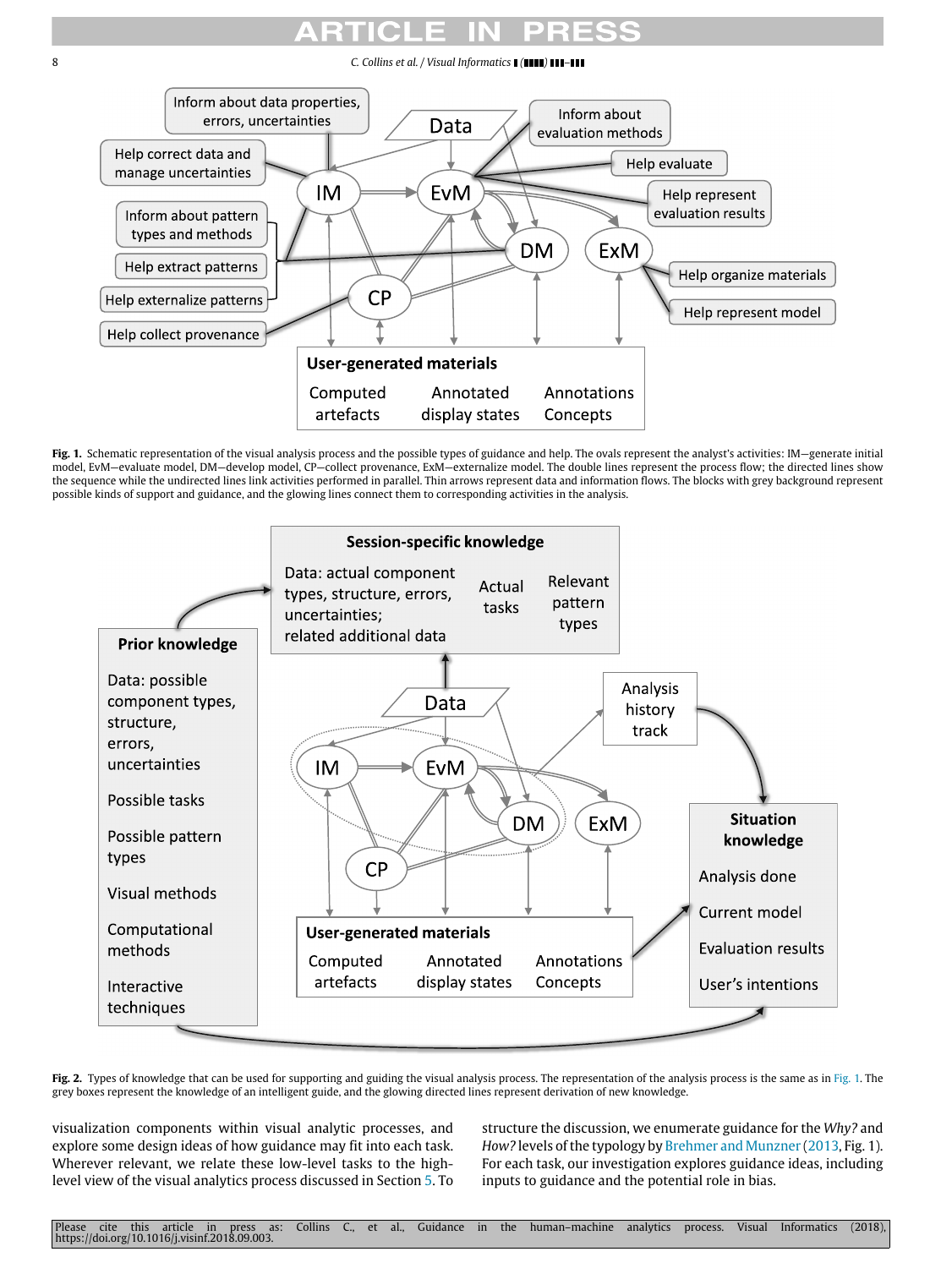**Fig. 1.** Schematic representation of the visual analysis process and the possible types of guidance and help. The ovals represent the analyst's activities: IM—generate initial model, EvM—evaluate model, DM—develop model, CP—collect provenance, ExM—externalize model. The double lines represent the process flow; the directed lines show the sequence while the undirected lines link activities performed in parallel. Thin arrows represent data and information flows. The blocks with grey background represent possible kinds of support and guidance, and the glowing lines connect them to corresponding activities in the analysis.

**Fig. 2.** Types of knowledge that can be used for supporting and guiding the visual analysis process. The representation of the analysis process is the same as in Fig. 1. The grey boxes represent the knowledge of an intelligent guide, and the glowing directed lines represent derivation of new knowledge.

visualization components within visual analytic processes, and explore some design ideas of how guidance may fit into each task. Wherever relevant, we relate these low-level tasks to the high-level view of the visual analytics process discussed in Section 5. To structure the discussion, we enumerate guidance for the *Why?* and *How?* levels of the typology by Brehmer and Munzner (2013, Fig. 1). For each task, our investigation explores guidance ideas, including inputs to guidance and the potential role in bias.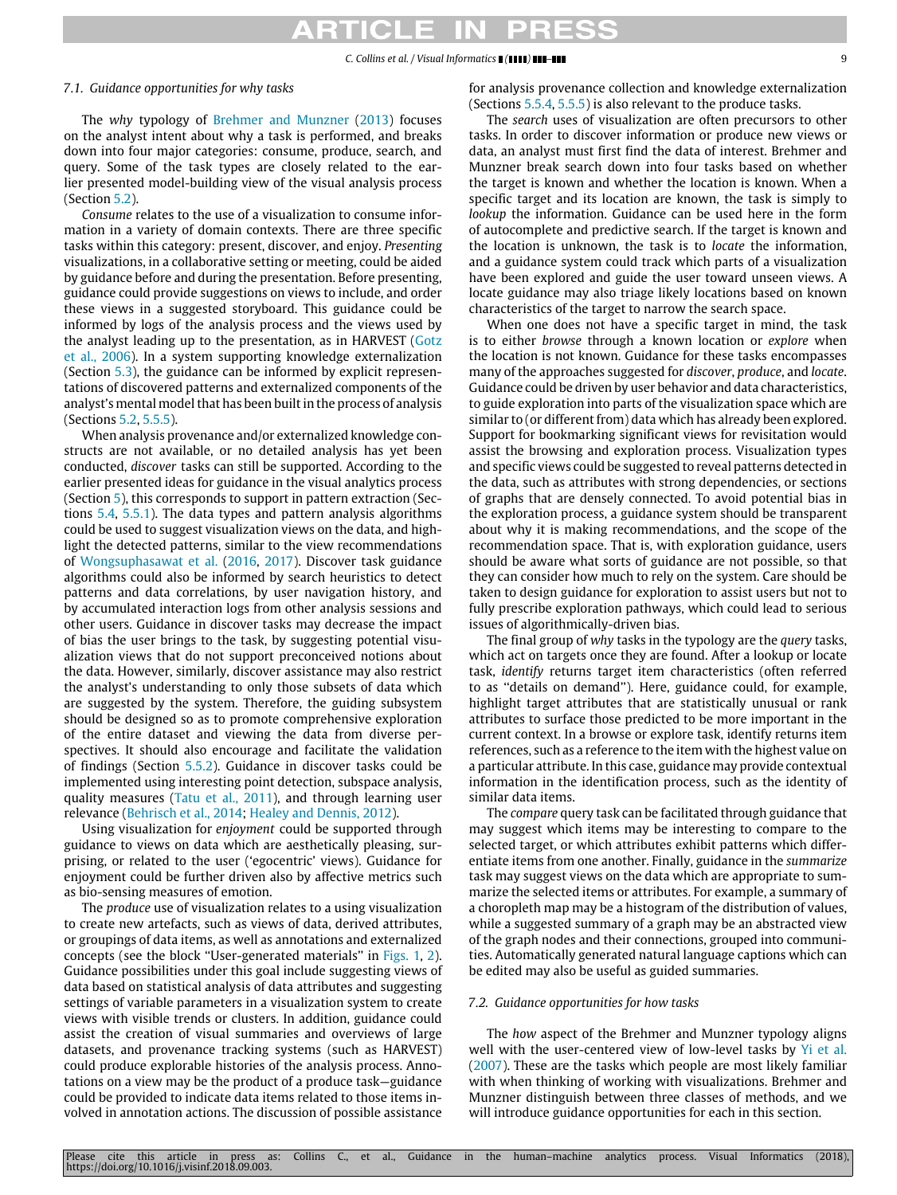### 7.1. Guidance opportunities for why tasks

The *why* typology of Brehmer and Munzner (2013) focuses on the analyst intent about why a task is performed, and breaks down into four major categories: consume, produce, search, and query. Some of the task types are closely related to the earlier presented model-building view of the visual analysis process (Section 5.2).

*Consume* relates to the use of a visualization to consume information in a variety of domain contexts. There are three specific tasks within this category: present, discover, and enjoy. *Presenting* visualizations, in a collaborative setting or meeting, could be aided by guidance before and during the presentation. Before presenting, guidance could provide suggestions on views to include, and order these views in a suggested storyboard. This guidance could be informed by logs of the analysis process and the views used by the analyst leading up to the presentation, as in HARVEST (Gotz et al., 2006). In a system supporting knowledge externalization (Section 5.3), the guidance can be informed by explicit representations of discovered patterns and externalized components of the analyst's mental model that has been built in the process of analysis (Sections 5.2, 5.5.5).

When analysis provenance and/or externalized knowledge constructs are not available, or no detailed analysis has yet been conducted, *discover* tasks can still be supported. According to the earlier presented ideas for guidance in the visual analytics process (Section 5), this corresponds to support in pattern extraction (Sections 5.4, 5.5.1). The data types and pattern analysis algorithms could be used to suggest visualization views on the data, and highlight the detected patterns, similar to the view recommendations of Wongsuphasawat et al. (2016, 2017). Discover task guidance algorithms could also be informed by search heuristics to detect patterns and data correlations, by user navigation history, and by accumulated interaction logs from other analysis sessions and other users. Guidance in discover tasks may decrease the impact of bias the user brings to the task, by suggesting potential visualization views that do not support preconceived notions about the data. However, similarly, discover assistance may also restrict the analyst's understanding to only those subsets of data which are suggested by the system. Therefore, the guiding subsystem should be designed so as to promote comprehensive exploration of the entire dataset and viewing the data from diverse perspectives. It should also encourage and facilitate the validation of findings (Section 5.5.2). Guidance in discover tasks could be implemented using interesting point detection, subspace analysis, quality measures (Tatu et al., 2011), and through learning user relevance (Behrisch et al., 2014; Healey and Dennis, 2012).

Using visualization for *enjoyment* could be supported through guidance to views on data which are aesthetically pleasing, surprising, or related to the user ('egocentric' views). Guidance for enjoyment could be further driven also by affective metrics such as bio-sensing measures of emotion.

The *produce* use of visualization relates to a using visualization to create new artefacts, such as views of data, derived attributes, or groupings of data items, as well as annotations and externalized concepts (see the block "User-generated materials" in Figs. 1, 2). Guidance possibilities under this goal include suggesting views of data based on statistical analysis of data attributes and suggesting settings of variable parameters in a visualization system to create views with visible trends or clusters. In addition, guidance could assist the creation of visual summaries and overviews of large datasets, and provenance tracking systems (such as HARVEST) could produce explorable histories of the analysis process. Annotations on a view may be the product of a produce task—guidance could be provided to indicate data items related to those items involved in annotation actions. The discussion of possible assistance for analysis provenance collection and knowledge externalization (Sections 5.5.4, 5.5.5) is also relevant to the produce tasks.

The *search* uses of visualization are often precursors to other tasks. In order to discover information or produce new views or data, an analyst must first find the data of interest. Brehmer and Munzner break search down into four tasks based on whether the target is known and whether the location is known. When a specific target and its location are known, the task is simply to *lookup* the information. Guidance can be used here in the form of autocomplete and predictive search. If the target is known and the location is unknown, the task is to *locate* the information, and a guidance system could track which parts of a visualization have been explored and guide the user toward unseen views. A locate guidance may also triage likely locations based on known characteristics of the target to narrow the search space.

When one does not have a specific target in mind, the task is to either *browse* through a known location or *explore* when the location is not known. Guidance for these tasks encompasses many of the approaches suggested for *discover*, *produce*, and *locate*. Guidance could be driven by user behavior and data characteristics, to guide exploration into parts of the visualization space which are similar to (or different from) data which has already been explored. Support for bookmarking significant views for revisitation would assist the browsing and exploration process. Visualization types and specific views could be suggested to reveal patterns detected in the data, such as attributes with strong dependencies, or sections of graphs that are densely connected. To avoid potential bias in the exploration process, a guidance system should be transparent about why it is making recommendations, and the scope of the recommendation space. That is, with exploration guidance, users should be aware what sorts of guidance are not possible, so that they can consider how much to rely on the system. Care should be taken to design guidance for exploration to assist users but not to fully prescribe exploration pathways, which could lead to serious issues of algorithmically-driven bias.

The final group of *why* tasks in the typology are the *query* tasks, which act on targets once they are found. After a lookup or locate task, *identify* returns target item characteristics (often referred to as "details on demand"). Here, guidance could, for example, highlight target attributes that are statistically unusual or rank attributes to surface those predicted to be more important in the current context. In a browse or explore task, identify returns item references, such as a reference to the item with the highest value on a particular attribute. In this case, guidance may provide contextual information in the identification process, such as the identity of similar data items.

The *compare* query task can be facilitated through guidance that may suggest which items may be interesting to compare to the selected target, or which attributes exhibit patterns which differentiate items from one another. Finally, guidance in the *summarize* task may suggest views on the data which are appropriate to summarize the selected items or attributes. For example, a summary of a choropleth map may be a histogram of the distribution of values, while a suggested summary of a graph may be an abstracted view of the graph nodes and their connections, grouped into communities. Automatically generated natural language captions which can be edited may also be useful as guided summaries.

### 7.2. Guidance opportunities for how tasks

The *how* aspect of the Brehmer and Munzner typology aligns well with the user-centered view of low-level tasks by Yi et al. (2007). These are the tasks which people are most likely familiar with when thinking of working with visualizations. Brehmer and Munzner distinguish between three classes of methods, and we will introduce guidance opportunities for each in this section.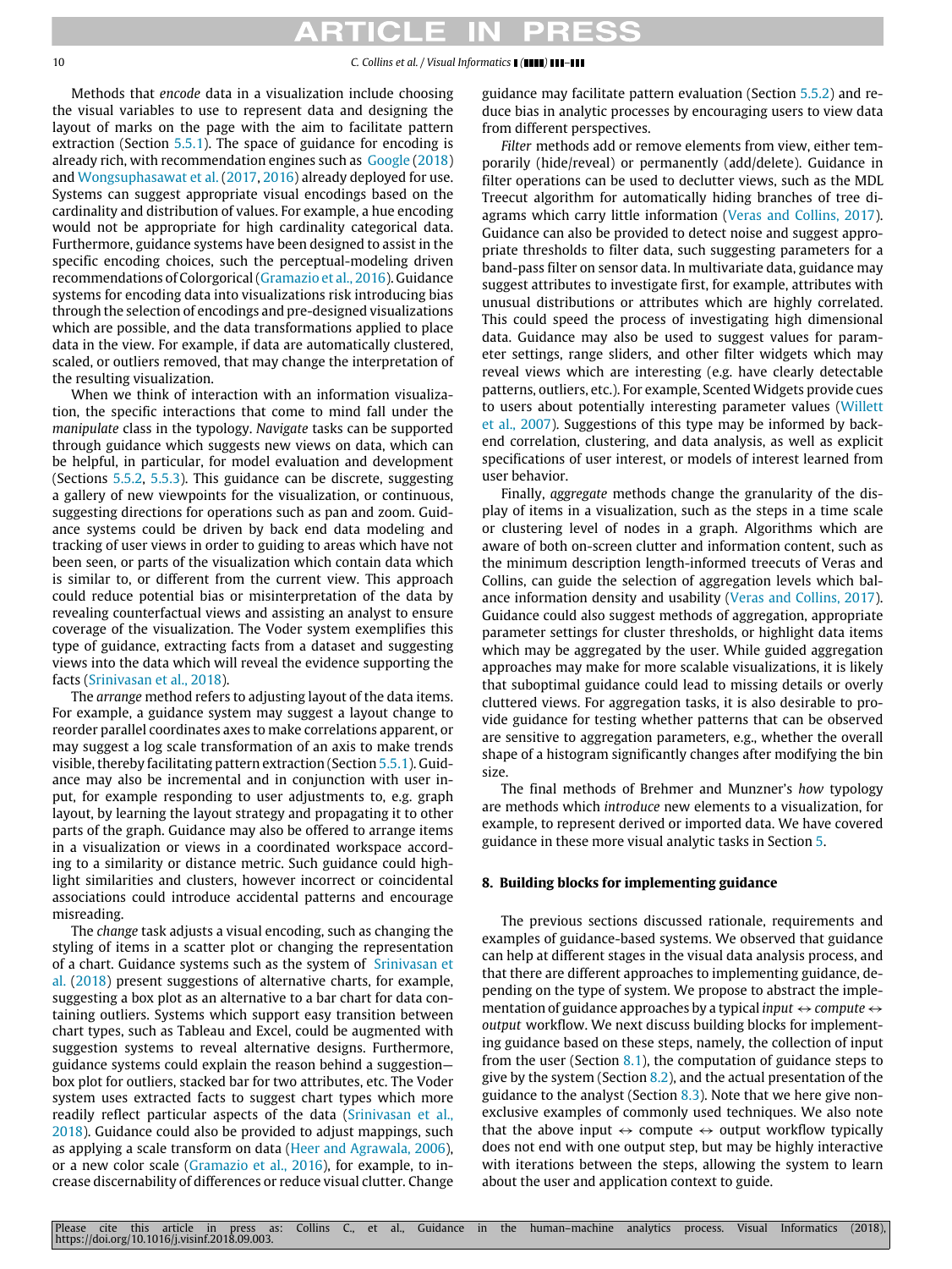Methods that *encode* data in a visualization include choosing the visual variables to use to represent data and designing the layout of marks on the page with the aim to facilitate pattern extraction (Section 5.5.1). The space of guidance for encoding is already rich, with recommendation engines such as Google (2018) and Wongsuphasawat et al. (2017, 2016) already deployed for use. Systems can suggest appropriate visual encodings based on the cardinality and distribution of values. For example, a hue encoding would not be appropriate for high cardinality categorical data. Furthermore, guidance systems have been designed to assist in the specific encoding choices, such the perceptual-modeling driven recommendations of Colorgorical (Gramazio et al., 2016). Guidance systems for encoding data into visualizations risk introducing bias through the selection of encodings and pre-designed visualizations which are possible, and the data transformations applied to place data in the view. For example, if data are automatically clustered, scaled, or outliers removed, that may change the interpretation of the resulting visualization.

When we think of interaction with an information visualization, the specific interactions that come to mind fall under the *manipulate* class in the typology. *Navigate* tasks can be supported through guidance which suggests new views on data, which can be helpful, in particular, for model evaluation and development (Sections 5.5.2, 5.5.3). This guidance can be discrete, suggesting a gallery of new viewpoints for the visualization, or continuous, suggesting directions for operations such as pan and zoom. Guidance systems could be driven by back end data modeling and tracking of user views in order to guiding to areas which have not been seen, or parts of the visualization which contain data which is similar to, or different from the current view. This approach could reduce potential bias or misinterpretation of the data by revealing counterfactual views and assisting an analyst to ensure coverage of the visualization. The Voder system exemplifies this type of guidance, extracting facts from a dataset and suggesting views into the data which will reveal the evidence supporting the facts (Srinivasan et al., 2018).

The *arrange* method refers to adjusting layout of the data items. For example, a guidance system may suggest a layout change to reorder parallel coordinates axes to make correlations apparent, or may suggest a log scale transformation of an axis to make trends visible, thereby facilitating pattern extraction (Section 5.5.1). Guidance may also be incremental and in conjunction with user input, for example responding to user adjustments to, e.g. graph layout, by learning the layout strategy and propagating it to other parts of the graph. Guidance may also be offered to arrange items in a visualization or views in a coordinated workspace according to a similarity or distance metric. Such guidance could highlight similarities and clusters, however incorrect or coincidental associations could introduce accidental patterns and encourage misreading.

The *change* task adjusts a visual encoding, such as changing the styling of items in a scatter plot or changing the representation of a chart. Guidance systems such as the system of Srinivasan et al. (2018) present suggestions of alternative charts, for example, suggesting a box plot as an alternative to a bar chart for data containing outliers. Systems which support easy transition between chart types, such as Tableau and Excel, could be augmented with suggestion systems to reveal alternative designs. Furthermore, guidance systems could explain the reason behind a suggestion—box plot for outliers, stacked bar for two attributes, etc. The Voder system uses extracted facts to suggest chart types which more readily reflect particular aspects of the data (Srinivasan et al., 2018). Guidance could also be provided to adjust mappings, such as applying a scale transform on data (Heer and Agrawala, 2006), or a new color scale (Gramazio et al., 2016), for example, to increase discernability of differences or reduce visual clutter. Change guidance may facilitate pattern evaluation (Section 5.5.2) and reduce bias in analytic processes by encouraging users to view data from different perspectives.

*Filter* methods add or remove elements from view, either temporarily (hide/reveal) or permanently (add/delete). Guidance in filter operations can be used to declutter views, such as the MDL Treecut algorithm for automatically hiding branches of tree diagrams which carry little information (Veras and Collins, 2017). Guidance can also be provided to detect noise and suggest appropriate thresholds to filter data, such suggesting parameters for a band-pass filter on sensor data. In multivariate data, guidance may suggest attributes to investigate first, for example, attributes with unusual distributions or attributes which are highly correlated. This could speed the process of investigating high dimensional data. Guidance may also be used to suggest values for parameter settings, range sliders, and other filter widgets which may reveal views which are interesting (e.g. have clearly detectable patterns, outliers, etc.). For example, Scented Widgets provide cues to users about potentially interesting parameter values (Willett et al., 2007). Suggestions of this type may be informed by back-end correlation, clustering, and data analysis, as well as explicit specifications of user interest, or models of interest learned from user behavior.

Finally, *aggregate* methods change the granularity of the display of items in a visualization, such as the steps in a time scale or clustering level of nodes in a graph. Algorithms which are aware of both on-screen clutter and information content, such as the minimum description length-informed treecuts of Veras and Collins, can guide the selection of aggregation levels which balance information density and usability (Veras and Collins, 2017). Guidance could also suggest methods of aggregation, appropriate parameter settings for cluster thresholds, or highlight data items which may be aggregated by the user. While guided aggregation approaches may make for more scalable visualizations, it is likely that suboptimal guidance could lead to missing details or overly cluttered views. For aggregation tasks, it is also desirable to provide guidance for testing whether patterns that can be observed are sensitive to aggregation parameters, e.g., whether the overall shape of a histogram significantly changes after modifying the bin size.

The final methods of Brehmer and Munzner's *how* typology are methods which *introduce* new elements to a visualization, for example, to represent derived or imported data. We have covered guidance in these more visual analytic tasks in Section 5.

## 8. Building blocks for implementing guidance

The previous sections discussed rationale, requirements and examples of guidance-based systems. We observed that guidance can help at different stages in the visual data analysis process, and that there are different approaches to implementing guidance, depending on the type of system. We propose to abstract the implementation of guidance approaches by a typical *input* ↔ *compute* ↔ *output* workflow. We next discuss building blocks for implementing guidance based on these steps, namely, the collection of input from the user (Section 8.1), the computation of guidance steps to give by the system (Section 8.2), and the actual presentation of the guidance to the analyst (Section 8.3). Note that we here give non-exclusive examples of commonly used techniques. We also note that the above input ↔ compute ↔ output workflow typically does not end with one output step, but may be highly interactive with iterations between the steps, allowing the system to learn about the user and application context to guide.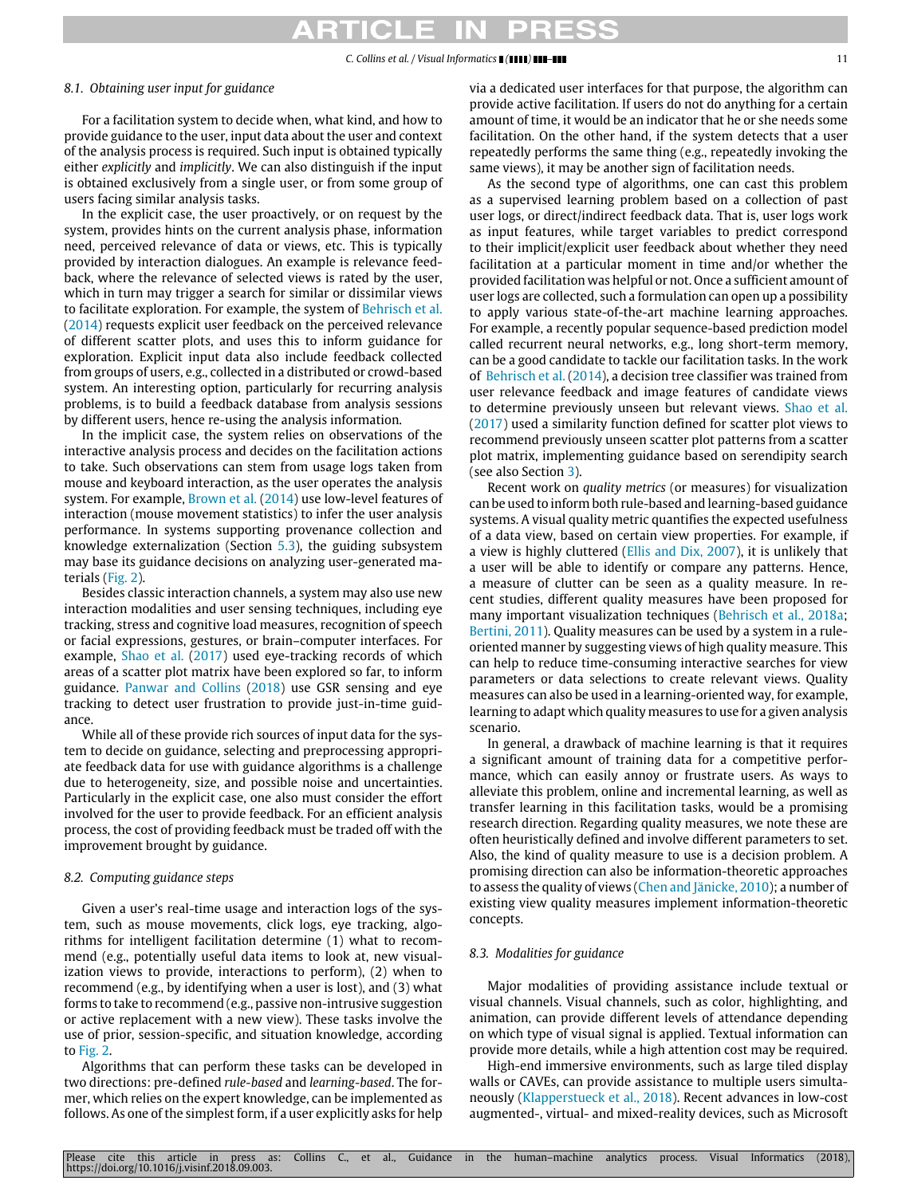### 8.1. Obtaining user input for guidance

For a facilitation system to decide when, what kind, and how to provide guidance to the user, input data about the user and context of the analysis process is required. Such input is obtained typically either *explicitly* and *implicitly*. We can also distinguish if the input is obtained exclusively from a single user, or from some group of users facing similar analysis tasks.

In the explicit case, the user proactively, or on request by the system, provides hints on the current analysis phase, information need, perceived relevance of data or views, etc. This is typically provided by interaction dialogues. An example is relevance feedback, where the relevance of selected views is rated by the user, which in turn may trigger a search for similar or dissimilar views to facilitate exploration. For example, the system of Behrisch et al. (2014) requests explicit user feedback on the perceived relevance of different scatter plots, and uses this to inform guidance for exploration. Explicit input data also include feedback collected from groups of users, e.g., collected in a distributed or crowd-based system. An interesting option, particularly for recurring analysis problems, is to build a feedback database from analysis sessions by different users, hence re-using the analysis information.

In the implicit case, the system relies on observations of the interactive analysis process and decides on the facilitation actions to take. Such observations can stem from usage logs taken from mouse and keyboard interaction, as the user operates the analysis system. For example, Brown et al. (2014) use low-level features of interaction (mouse movement statistics) to infer the user analysis performance. In systems supporting provenance collection and knowledge externalization (Section 5.3), the guiding subsystem may base its guidance decisions on analyzing user-generated materials (Fig. 2).

Besides classic interaction channels, a system may also use new interaction modalities and user sensing techniques, including eye tracking, stress and cognitive load measures, recognition of speech or facial expressions, gestures, or brain–computer interfaces. For example, Shao et al. (2017) used eye-tracking records of which areas of a scatter plot matrix have been explored so far, to inform guidance. Panwar and Collins (2018) use GSR sensing and eye tracking to detect user frustration to provide just-in-time guidance.

While all of these provide rich sources of input data for the system to decide on guidance, selecting and preprocessing appropriate feedback data for use with guidance algorithms is a challenge due to heterogeneity, size, and possible noise and uncertainties. Particularly in the explicit case, one also must consider the effort involved for the user to provide feedback. For an efficient analysis process, the cost of providing feedback must be traded off with the improvement brought by guidance.

### 8.2. Computing guidance steps

Given a user's real-time usage and interaction logs of the system, such as mouse movements, click logs, eye tracking, algorithms for intelligent facilitation determine (1) what to recommend (e.g., potentially useful data items to look at, new visualization views to provide, interactions to perform), (2) when to recommend (e.g., by identifying when a user is lost), and (3) what forms to take to recommend (e.g., passive non-intrusive suggestion or active replacement with a new view). These tasks involve the use of prior, session-specific, and situation knowledge, according to Fig. 2.

Algorithms that can perform these tasks can be developed in two directions: pre-defined *rule-based* and *learning-based*. The former, which relies on the expert knowledge, can be implemented as follows. As one of the simplest form, if a user explicitly asks for help via a dedicated user interfaces for that purpose, the algorithm can provide active facilitation. If users do not do anything for a certain amount of time, it would be an indicator that he or she needs some facilitation. On the other hand, if the system detects that a user repeatedly performs the same thing (e.g., repeatedly invoking the same views), it may be another sign of facilitation needs.

As the second type of algorithms, one can cast this problem as a supervised learning problem based on a collection of past user logs, or direct/indirect feedback data. That is, user logs work as input features, while target variables to predict correspond to their implicit/explicit user feedback about whether they need facilitation at a particular moment in time and/or whether the provided facilitation was helpful or not. Once a sufficient amount of user logs are collected, such a formulation can open up a possibility to apply various state-of-the-art machine learning approaches. For example, a recently popular sequence-based prediction model called recurrent neural networks, e.g., long short-term memory, can be a good candidate to tackle our facilitation tasks. In the work of Behrisch et al. (2014), a decision tree classifier was trained from user relevance feedback and image features of candidate views to determine previously unseen but relevant views. Shao et al. (2017) used a similarity function defined for scatter plot views to recommend previously unseen scatter plot patterns from a scatter plot matrix, implementing guidance based on serendipity search (see also Section 3).

Recent work on *quality metrics* (or measures) for visualization can be used to inform both rule-based and learning-based guidance systems. A visual quality metric quantifies the expected usefulness of a data view, based on certain view properties. For example, if a view is highly cluttered (Ellis and Dix, 2007), it is unlikely that a user will be able to identify or compare any patterns. Hence, a measure of clutter can be seen as a quality measure. In recent studies, different quality measures have been proposed for many important visualization techniques (Behrisch et al., 2018a; Bertini, 2011). Quality measures can be used by a system in a rule-oriented manner by suggesting views of high quality measure. This can help to reduce time-consuming interactive searches for view parameters or data selections to create relevant views. Quality measures can also be used in a learning-oriented way, for example, learning to adapt which quality measures to use for a given analysis scenario.

In general, a drawback of machine learning is that it requires a significant amount of training data for a competitive performance, which can easily annoy or frustrate users. As ways to alleviate this problem, online and incremental learning, as well as transfer learning in this facilitation tasks, would be a promising research direction. Regarding quality measures, we note these are often heuristically defined and involve different parameters to set. Also, the kind of quality measure to use is a decision problem. A promising direction can also be information-theoretic approaches to assess the quality of views (Chen and Jänicke, 2010); a number of existing view quality measures implement information-theoretic concepts.

### 8.3. Modalities for guidance

Major modalities of providing assistance include textual or visual channels. Visual channels, such as color, highlighting, and animation, can provide different levels of attendance depending on which type of visual signal is applied. Textual information can provide more details, while a high attention cost may be required.

High-end immersive environments, such as large tiled display walls or CAVEs, can provide assistance to multiple users simultaneously (Klapperstueck et al., 2018). Recent advances in low-cost augmented-, virtual- and mixed-reality devices, such as Microsoft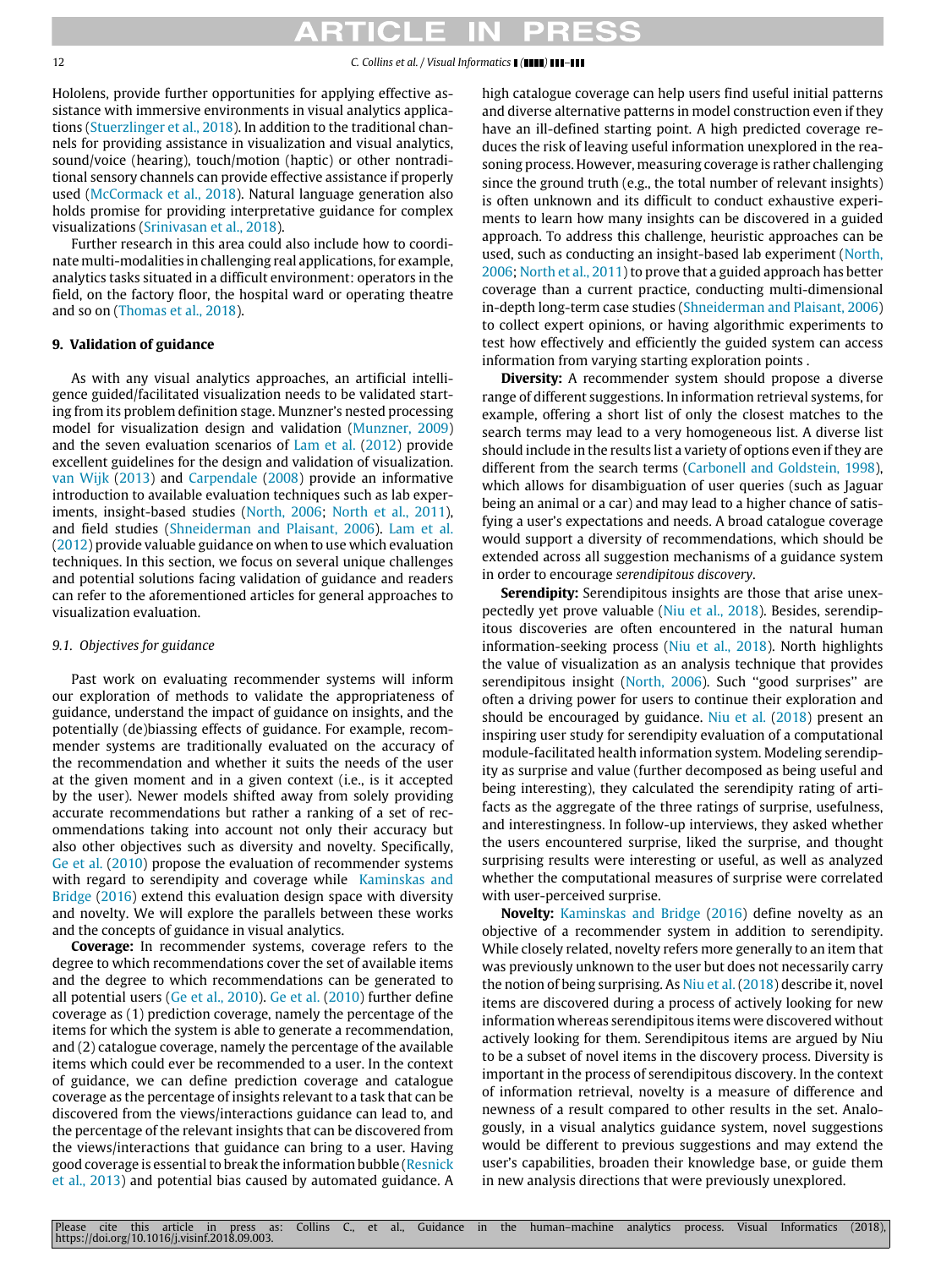Hololens, provide further opportunities for applying effective assistance with immersive environments in visual analytics applications (Stuerzlinger et al., 2018). In addition to the traditional channels for providing assistance in visualization and visual analytics, sound/voice (hearing), touch/motion (haptic) or other nontraditional sensory channels can provide effective assistance if properly used (McCormack et al., 2018). Natural language generation also holds promise for providing interpretative guidance for complex visualizations (Srinivasan et al., 2018).

Further research in this area could also include how to coordinate multi-modalities in challenging real applications, for example, analytics tasks situated in a difficult environment: operators in the field, on the factory floor, the hospital ward or operating theatre and so on (Thomas et al., 2018).

## 9. Validation of guidance

As with any visual analytics approaches, an artificial intelligence guided/facilitated visualization needs to be validated starting from its problem definition stage. Munzner's nested processing model for visualization design and validation (Munzner, 2009) and the seven evaluation scenarios of Lam et al. (2012) provide excellent guidelines for the design and validation of visualization. van Wijk (2013) and Carpendale (2008) provide an informative introduction to available evaluation techniques such as lab experiments, insight-based studies (North, 2006; North et al., 2011), and field studies (Shneiderman and Plaisant, 2006). Lam et al. (2012) provide valuable guidance on when to use which evaluation techniques. In this section, we focus on several unique challenges and potential solutions facing validation of guidance and readers can refer to the aforementioned articles for general approaches to visualization evaluation.

### 9.1. Objectives for guidance

Past work on evaluating recommender systems will inform our exploration of methods to validate the appropriateness of guidance, understand the impact of guidance on insights, and the potentially (de)biassing effects of guidance. For example, recommender systems are traditionally evaluated on the accuracy of the recommendation and whether it suits the needs of the user at the given moment and in a given context (i.e., is it accepted by the user). Newer models shifted away from solely providing accurate recommendations but rather a ranking of a set of recommendations taking into account not only their accuracy but also other objectives such as diversity and novelty. Specifically, Ge et al. (2010) propose the evaluation of recommender systems with regard to serendipity and coverage while Kaminskas and Bridge (2016) extend this evaluation design space with diversity and novelty. We will explore the parallels between these works and the concepts of guidance in visual analytics.

**Coverage:** In recommender systems, coverage refers to the degree to which recommendations cover the set of available items and the degree to which recommendations can be generated to all potential users (Ge et al., 2010). Ge et al. (2010) further define coverage as (1) prediction coverage, namely the percentage of the items for which the system is able to generate a recommendation, and (2) catalogue coverage, namely the percentage of the available items which could ever be recommended to a user. In the context of guidance, we can define prediction coverage and catalogue coverage as the percentage of insights relevant to a task that can be discovered from the views/interactions guidance can lead to, and the percentage of the relevant insights that can be discovered from the views/interactions that guidance can bring to a user. Having good coverage is essential to break the information bubble (Resnick et al., 2013) and potential bias caused by automated guidance. A high catalogue coverage can help users find useful initial patterns and diverse alternative patterns in model construction even if they have an ill-defined starting point. A high predicted coverage reduces the risk of leaving useful information unexplored in the reasoning process. However, measuring coverage is rather challenging since the ground truth (e.g., the total number of relevant insights) is often unknown and its difficult to conduct exhaustive experiments to learn how many insights can be discovered in a guided approach. To address this challenge, heuristic approaches can be used, such as conducting an insight-based lab experiment (North, 2006; North et al., 2011) to prove that a guided approach has better coverage than a current practice, conducting multi-dimensional in-depth long-term case studies (Shneiderman and Plaisant, 2006) to collect expert opinions, or having algorithmic experiments to test how effectively and efficiently the guided system can access information from varying starting exploration points .

**Diversity:** A recommender system should propose a diverse range of different suggestions. In information retrieval systems, for example, offering a short list of only the closest matches to the search terms may lead to a very homogeneous list. A diverse list should include in the results list a variety of options even if they are different from the search terms (Carbonell and Goldstein, 1998), which allows for disambiguation of user queries (such as Jaguar being an animal or a car) and may lead to a higher chance of satisfying a user's expectations and needs. A broad catalogue coverage would support a diversity of recommendations, which should be extended across all suggestion mechanisms of a guidance system in order to encourage *serendipitous discovery*.

**Serendipity:** Serendipitous insights are those that arise unexpectedly yet prove valuable (Niu et al., 2018). Besides, serendipitous discoveries are often encountered in the natural human information-seeking process (Niu et al., 2018). North highlights the value of visualization as an analysis technique that provides serendipitous insight (North, 2006). Such "good surprises" are often a driving power for users to continue their exploration and should be encouraged by guidance. Niu et al. (2018) present an inspiring user study for serendipity evaluation of a computational module-facilitated health information system. Modeling serendipity as surprise and value (further decomposed as being useful and being interesting), they calculated the serendipity rating of artifacts as the aggregate of the three ratings of surprise, usefulness, and interestingness. In follow-up interviews, they asked whether the users encountered surprise, liked the surprise, and thought surprising results were interesting or useful, as well as analyzed whether the computational measures of surprise were correlated with user-perceived surprise.

**Novelty:** Kaminskas and Bridge (2016) define novelty as an objective of a recommender system in addition to serendipity. While closely related, novelty refers more generally to an item that was previously unknown to the user but does not necessarily carry the notion of being surprising. As Niu et al. (2018) describe it, novel items are discovered during a process of actively looking for new information whereas serendipitous items were discovered without actively looking for them. Serendipitous items are argued by Niu to be a subset of novel items in the discovery process. Diversity is important in the process of serendipitous discovery. In the context of information retrieval, novelty is a measure of difference and newness of a result compared to other results in the set. Analogously, in a visual analytics guidance system, novel suggestions would be different to previous suggestions and may extend the user's capabilities, broaden their knowledge base, or guide them in new analysis directions that were previously unexplored.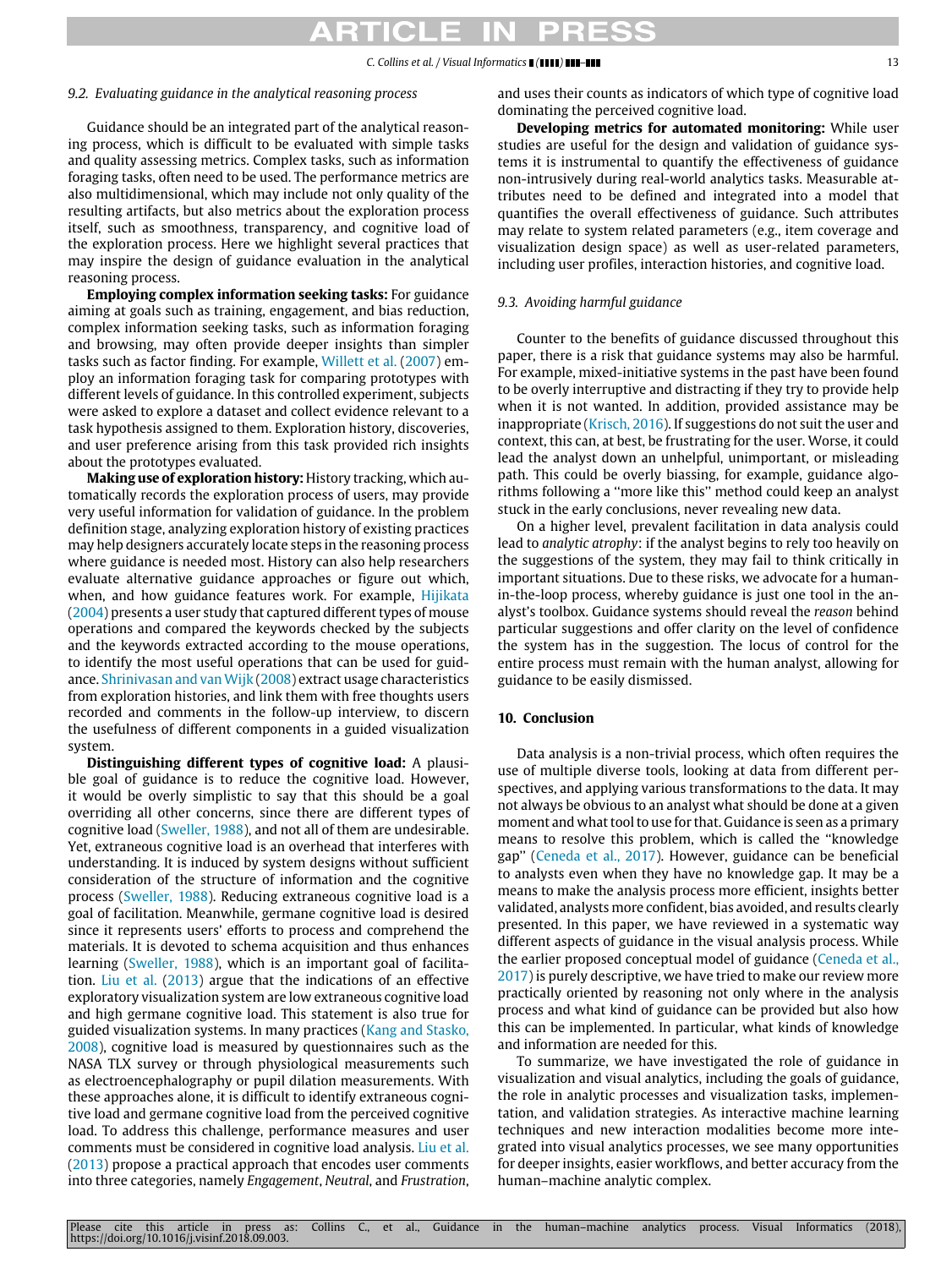### 9.2. Evaluating guidance in the analytical reasoning process

Guidance should be an integrated part of the analytical reasoning process, which is difficult to be evaluated with simple tasks and quality assessing metrics. Complex tasks, such as information foraging tasks, often need to be used. The performance metrics are also multidimensional, which may include not only quality of the resulting artifacts, but also metrics about the exploration process itself, such as smoothness, transparency, and cognitive load of the exploration process. Here we highlight several practices that may inspire the design of guidance evaluation in the analytical reasoning process.

**Employing complex information seeking tasks:** For guidance aiming at goals such as training, engagement, and bias reduction, complex information seeking tasks, such as information foraging and browsing, may often provide deeper insights than simpler tasks such as factor finding. For example, Willett et al. (2007) employ an information foraging task for comparing prototypes with different levels of guidance. In this controlled experiment, subjects were asked to explore a dataset and collect evidence relevant to a task hypothesis assigned to them. Exploration history, discoveries, and user preference arising from this task provided rich insights about the prototypes evaluated.

**Making use of exploration history:** History tracking, which automatically records the exploration process of users, may provide very useful information for validation of guidance. In the problem definition stage, analyzing exploration history of existing practices may help designers accurately locate steps in the reasoning process where guidance is needed most. History can also help researchers evaluate alternative guidance approaches or figure out which, when, and how guidance features work. For example, Hijikata (2004) presents a user study that captured different types of mouse operations and compared the keywords checked by the subjects and the keywords extracted according to the mouse operations, to identify the most useful operations that can be used for guidance. Shrinivasan and van Wijk (2008) extract usage characteristics from exploration histories, and link them with free thoughts users recorded and comments in the follow-up interview, to discern the usefulness of different components in a guided visualization system.

**Distinguishing different types of cognitive load:** A plausible goal of guidance is to reduce the cognitive load. However, it would be overly simplistic to say that this should be a goal overriding all other concerns, since there are different types of cognitive load (Sweller, 1988), and not all of them are undesirable. Yet, extraneous cognitive load is an overhead that interferes with understanding. It is induced by system designs without sufficient consideration of the structure of information and the cognitive process (Sweller, 1988). Reducing extraneous cognitive load is a goal of facilitation. Meanwhile, germane cognitive load is desired since it represents users' efforts to process and comprehend the materials. It is devoted to schema acquisition and thus enhances learning (Sweller, 1988), which is an important goal of facilitation. Liu et al. (2013) argue that the indications of an effective exploratory visualization system are low extraneous cognitive load and high germane cognitive load. This statement is also true for guided visualization systems. In many practices (Kang and Stasko, 2008), cognitive load is measured by questionnaires such as the NASA TLX survey or through physiological measurements such as electroencephalography or pupil dilation measurements. With these approaches alone, it is difficult to identify extraneous cognitive load and germane cognitive load from the perceived cognitive load. To address this challenge, performance measures and user comments must be considered in cognitive load analysis. Liu et al. (2013) propose a practical approach that encodes user comments into three categories, namely *Engagement*, *Neutral*, and *Frustration*, and uses their counts as indicators of which type of cognitive load dominating the perceived cognitive load.

**Developing metrics for automated monitoring:** While user studies are useful for the design and validation of guidance systems it is instrumental to quantify the effectiveness of guidance non-intrusively during real-world analytics tasks. Measurable attributes need to be defined and integrated into a model that quantifies the overall effectiveness of guidance. Such attributes may relate to system related parameters (e.g., item coverage and visualization design space) as well as user-related parameters, including user profiles, interaction histories, and cognitive load.

### 9.3. Avoiding harmful guidance

Counter to the benefits of guidance discussed throughout this paper, there is a risk that guidance systems may also be harmful. For example, mixed-initiative systems in the past have been found to be overly interruptive and distracting if they try to provide help when it is not wanted. In addition, provided assistance may be inappropriate (Krisch, 2016). If suggestions do not suit the user and context, this can, at best, be frustrating for the user. Worse, it could lead the analyst down an unhelpful, unimportant, or misleading path. This could be overly biassing, for example, guidance algorithms following a "more like this" method could keep an analyst stuck in the early conclusions, never revealing new data.

On a higher level, prevalent facilitation in data analysis could lead to *analytic atrophy*: if the analyst begins to rely too heavily on the suggestions of the system, they may fail to think critically in important situations. Due to these risks, we advocate for a human-in-the-loop process, whereby guidance is just one tool in the analyst's toolbox. Guidance systems should reveal the *reason* behind particular suggestions and offer clarity on the level of confidence the system has in the suggestion. The locus of control for the entire process must remain with the human analyst, allowing for guidance to be easily dismissed.

## 10. Conclusion

Data analysis is a non-trivial process, which often requires the use of multiple diverse tools, looking at data from different perspectives, and applying various transformations to the data. It may not always be obvious to an analyst what should be done at a given moment and what tool to use for that. Guidance is seen as a primary means to resolve this problem, which is called the "knowledge gap" (Ceneda et al., 2017). However, guidance can be beneficial to analysts even when they have no knowledge gap. It may be a means to make the analysis process more efficient, insights better validated, analysts more confident, bias avoided, and results clearly presented. In this paper, we have reviewed in a systematic way different aspects of guidance in the visual analysis process. While the earlier proposed conceptual model of guidance (Ceneda et al., 2017) is purely descriptive, we have tried to make our review more practically oriented by reasoning not only where in the analysis process and what kind of guidance can be provided but also how this can be implemented. In particular, what kinds of knowledge and information are needed for this.

To summarize, we have investigated the role of guidance in visualization and visual analytics, including the goals of guidance, the role in analytic processes and visualization tasks, implementation, and validation strategies. As interactive machine learning techniques and new interaction modalities become more integrated into visual analytics processes, we see many opportunities for deeper insights, easier workflows, and better accuracy from the human–machine analytic complex.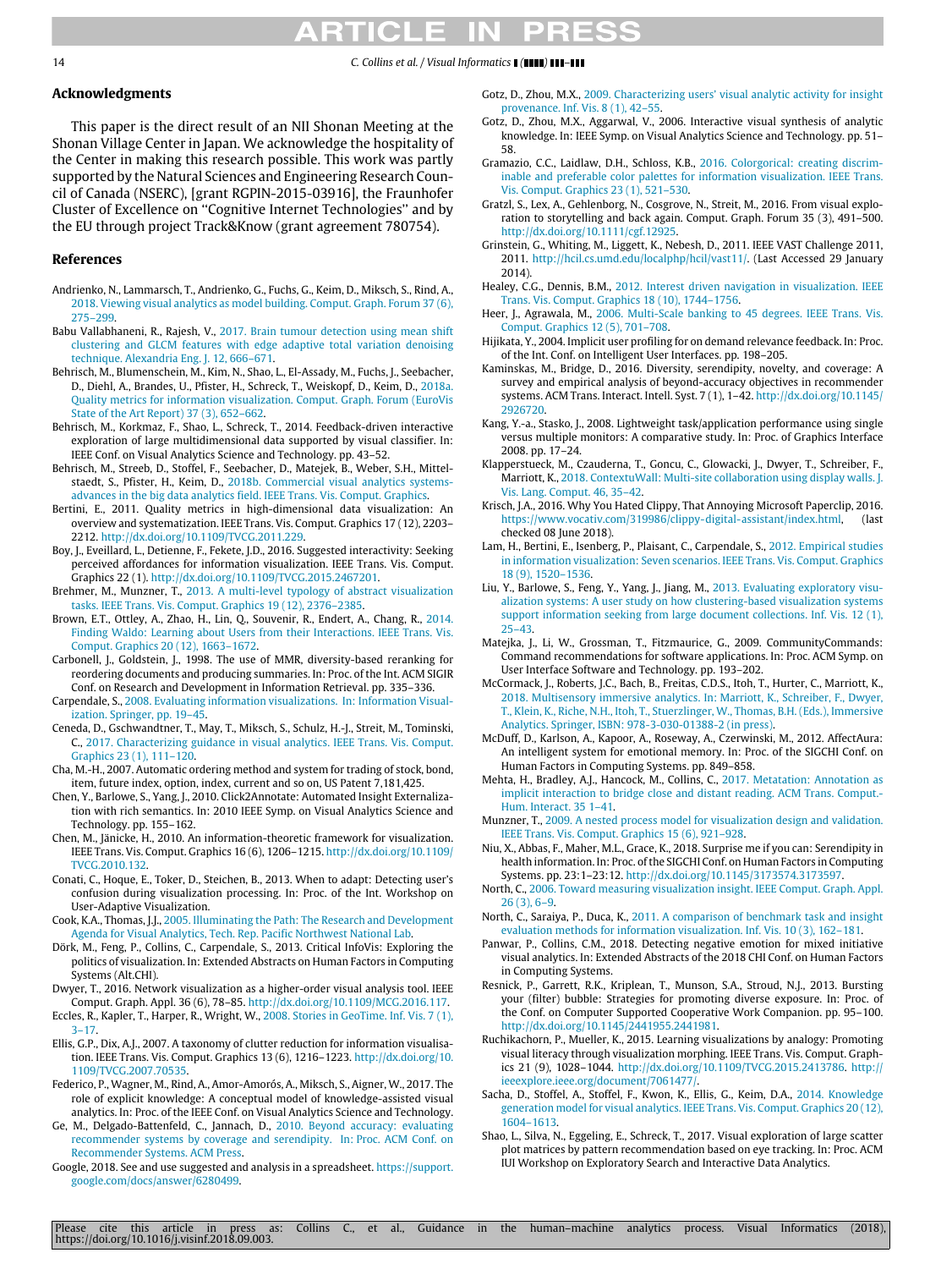## Acknowledgments

This paper is the direct result of an NII Shonan Meeting at the Shonan Village Center in Japan. We acknowledge the hospitality of the Center in making this research possible. This work was partly supported by the Natural Sciences and Engineering Research Council of Canada (NSERC), [grant RGPIN-2015-03916], the Fraunhofer Cluster of Excellence on "Cognitive Internet Technologies" and by the EU through project Track&Know (grant agreement 780754).

## References

Andrienko, N., Lammarsch, T., Andrienko, G., Fuchs, G., Keim, D., Miksch, S., Rind, A., 2018. Viewing visual analytics as model building. Comput. Graph. Forum 37 (6), 275–299.

Babu Vallabhaneni, R., Rajesh, V., 2017. Brain tumour detection using mean shift clustering and GLCM features with edge adaptive total variation denoising technique. Alexandria Eng. J. 12, 666–671.

Behrisch, M., Blumenschein, M., Kim, N., Shao, L., El-Assady, M., Fuchs, J., Seebacher, D., Diehl, A., Brandes, U., Pfister, H., Schreck, T., Weiskopf, D., Keim, D., 2018a. Quality metrics for information visualization. Comput. Graph. Forum (EuroVis State of the Art Report) 37 (3), 652–662.

Behrisch, M., Korkmaz, F., Shao, L., Schreck, T., 2014. Feedback-driven interactive exploration of large multidimensional data supported by visual classifier. In: IEEE Conf. on Visual Analytics Science and Technology. pp. 43–52.

Behrisch, M., Streeb, D., Stoffel, F., Seebacher, D., Matejek, B., Weber, S.H., Mittelstaedt, S., Pfister, H., Keim, D., 2018b. Commercial visual analytics systems-advances in the big data analytics field. IEEE Trans. Vis. Comput. Graphics.

Bertini, E., 2011. Quality metrics in high-dimensional data visualization: An overview and systematization. IEEE Trans. Vis. Comput. Graphics 17 (12), 2203–2212. http://dx.doi.org/10.1109/TVCG.2011.229.

Boy, J., Eveillard, L., Detienne, F., Fekete, J.D., 2016. Suggested interactivity: Seeking perceived affordances for information visualization. IEEE Trans. Vis. Comput. Graphics 22 (1). http://dx.doi.org/10.1109/TVCG.2015.2467201.

Brehmer, M., Munzner, T., 2013. A multi-level typology of abstract visualization tasks. IEEE Trans. Vis. Comput. Graphics 19 (12), 2376–2385.

Brown, E.T., Ottley, A., Zhao, H., Lin, Q., Souvenir, R., Endert, A., Chang, R., 2014. Finding Waldo: Learning about Users from their Interactions. IEEE Trans. Vis. Comput. Graphics 20 (12), 1663–1672.

Carbonell, J., Goldstein, J., 1998. The use of MMR, diversity-based reranking for reordering documents and producing summaries. In: Proc. of the Int. ACM SIGIR Conf. on Research and Development in Information Retrieval. pp. 335–336.

Carpendale, S., 2008. Evaluating information visualizations. In: Information Visualization. Springer, pp. 19–45.

Ceneda, D., Gschwandtner, T., May, T., Miksch, S., Schulz, H.-J., Streit, M., Tominski, C., 2017. Characterizing guidance in visual analytics. IEEE Trans. Vis. Comput. Graphics 23 (1), 111–120.

Cha, M.-H., 2007. Automatic ordering method and system for trading of stock, bond, item, future index, option, index, current and so on, US Patent 7,181,425.

Chen, Y., Barlowe, S., Yang, J., 2010. Click2Annotate: Automated Insight Externalization with rich semantics. In: 2010 IEEE Symp. on Visual Analytics Science and Technology. pp. 155–162.

Chen, M., Jänicke, H., 2010. An information-theoretic framework for visualization. IEEE Trans. Vis. Comput. Graphics 16 (6), 1206–1215. http://dx.doi.org/10.1109/TVCG.2010.132.

Conati, C., Hoque, E., Toker, D., Steichen, B., 2013. When to adapt: Detecting user's confusion during visualization processing. In: Proc. of the Int. Workshop on User-Adaptive Visualization.

Cook, K.A., Thomas, J.J., 2005. Illuminating the Path: The Research and Development Agenda for Visual Analytics, Tech. Rep. Pacific Northwest National Lab.

Dörk, M., Feng, P., Collins, C., Carpendale, S., 2013. Critical InfoVis: Exploring the politics of visualization. In: Extended Abstracts on Human Factors in Computing Systems (Alt.CHI).

Dwyer, T., 2016. Network visualization as a higher-order visual analysis tool. IEEE Comput. Graph. Appl. 36 (6), 78–85. http://dx.doi.org/10.1109/MCG.2016.117.

Eccles, R., Kapler, T., Harper, R., Wright, W., 2008. Stories in GeoTime. Inf. Vis. 7 (1), 3–17.

Ellis, G.P., Dix, A.J., 2007. A taxonomy of clutter reduction for information visualisation. IEEE Trans. Vis. Comput. Graphics 13 (6), 1216–1223. http://dx.doi.org/10.1109/TVCG.2007.70535.

Federico, P., Wagner, M., Rind, A., Amor-Amorós, A., Miksch, S., Aigner, W., 2017. The role of explicit knowledge: A conceptual model of knowledge-assisted visual analytics. In: Proc. of the IEEE Conf. on Visual Analytics Science and Technology.

Ge, M., Delgado-Battenfeld, C., Jannach, D., 2010. Beyond accuracy: evaluating recommender systems by coverage and serendipity. In: Proc. ACM Conf. on Recommender Systems. ACM Press.

Google, 2018. See and use suggested and analysis in a spreadsheet. https://support.google.com/docs/answer/6280499.

Gotz, D., Zhou, M.X., 2009. Characterizing users' visual analytic activity for insight provenance. Inf. Vis. 8 (1), 42–55.

Gotz, D., Zhou, M.X., Aggarwal, V., 2006. Interactive visual synthesis of analytic knowledge. In: IEEE Symp. on Visual Analytics Science and Technology. pp. 51–58.

Gramazio, C.C., Laidlaw, D.H., Schloss, K.B., 2016. Colorgorical: creating discriminable and preferable color palettes for information visualization. IEEE Trans. Vis. Comput. Graphics 23 (1), 521–530.

Gratzl, S., Lex, A., Gehlenborg, N., Cosgrove, N., Streit, M., 2016. From visual exploration to storytelling and back again. Comput. Graph. Forum 35 (3), 491–500. http://dx.doi.org/10.1111/cgf.12925.

Grinstein, G., Whiting, M., Liggett, K., Nebesh, D., 2011. IEEE VAST Challenge 2011, 2011. http://hcil.cs.umd.edu/localphp/hcil/vast11/. (Last Accessed 29 January 2014).

Healey, C.G., Dennis, B.M., 2012. Interest driven navigation in visualization. IEEE Trans. Vis. Comput. Graphics 18 (10), 1744–1756.

Heer, J., Agrawala, M., 2006. Multi-Scale banking to 45 degrees. IEEE Trans. Vis. Comput. Graphics 12 (5), 701–708.

Hijikata, Y., 2004. Implicit user profiling for on demand relevance feedback. In: Proc. of the Int. Conf. on Intelligent User Interfaces. pp. 198–205.

Kaminskas, M., Bridge, D., 2016. Diversity, serendipity, novelty, and coverage: A survey and empirical analysis of beyond-accuracy objectives in recommender systems. ACM Trans. Interact. Intell. Syst. 7 (1), 1–42. http://dx.doi.org/10.1145/2926720.

Kang, Y.-a., Stasko, J., 2008. Lightweight task/application performance using single versus multiple monitors: A comparative study. In: Proc. of Graphics Interface 2008. pp. 17–24.

Klapperstueck, M., Czauderna, T., Goncu, C., Glowacki, J., Dwyer, T., Schreiber, F., Marriott, K., 2018. ContextuWall: Multi-site collaboration using display walls. J. Vis. Lang. Comput. 46, 35–42.

Krisch, J.A., 2016. Why You Hated Clippy, That Annoying Microsoft Paperclip, 2016. https://www.vocativ.com/319986/clippy-digital-assistant/index.html, (last checked 08 June 2018).

Lam, H., Bertini, E., Isenberg, P., Plaisant, C., Carpendale, S., 2012. Empirical studies in information visualization: Seven scenarios. IEEE Trans. Vis. Comput. Graphics 18 (9), 1520–1536.

Liu, Y., Barlowe, S., Feng, Y., Yang, J., Jiang, M., 2013. Evaluating exploratory visualization systems: A user study on how clustering-based visualization systems support information seeking from large document collections. Inf. Vis. 12 (1), 25–43.

Matejka, J., Li, W., Grossman, T., Fitzmaurice, G., 2009. CommunityCommands: Command recommendations for software applications. In: Proc. ACM Symp. on User Interface Software and Technology. pp. 193–202.

McCormack, J., Roberts, J.C., Bach, B., Freitas, C.D.S., Itoh, T., Hurter, C., Marriott, K., 2018. Multisensory immersive analytics. In: Marriott, K., Schreiber, F., Dwyer, T., Klein, K., Riche, N.H., Itoh, T., Stuerzlinger, W., Thomas, B.H. (Eds.), Immersive Analytics. Springer, ISBN: 978-3-030-01388-2 (in press).

McDuff, D., Karlson, A., Kapoor, A., Roseway, A., Czerwinski, M., 2012. AffectAura: An intelligent system for emotional memory. In: Proc. of the SIGCHI Conf. on Human Factors in Computing Systems. pp. 849–858.

Mehta, H., Bradley, A.J., Hancock, M., Collins, C., 2017. Metatation: Annotation as implicit interaction to bridge close and distant reading. ACM Trans. Comput.-Hum. Interact. 35 1–41.

Munzner, T., 2009. A nested process model for visualization design and validation. IEEE Trans. Vis. Comput. Graphics 15 (6), 921–928.

Niu, X., Abbas, F., Maher, M.L., Grace, K., 2018. Surprise me if you can: Serendipity in health information. In: Proc. of the SIGCHI Conf. on Human Factors in Computing Systems. pp. 23:1–23:12. http://dx.doi.org/10.1145/3173574.3173597.

North, C., 2006. Toward measuring visualization insight. IEEE Comput. Graph. Appl. 26 (3), 6–9.

North, C., Saraiya, P., Duca, K., 2011. A comparison of benchmark task and insight evaluation methods for information visualization. Inf. Vis. 10 (3), 162–181.

Panwar, P., Collins, C.M., 2018. Detecting negative emotion for mixed initiative visual analytics. In: Extended Abstracts of the 2018 CHI Conf. on Human Factors in Computing Systems.

Resnick, P., Garrett, R.K., Kriplean, T., Munson, S.A., Stroud, N.J., 2013. Bursting your (filter) bubble: Strategies for promoting diverse exposure. In: Proc. of the Conf. on Computer Supported Cooperative Work Companion. pp. 95–100. http://dx.doi.org/10.1145/2441955.2441981.

Ruchikachorn, P., Mueller, K., 2015. Learning visualizations by analogy: Promoting visual literacy through visualization morphing. IEEE Trans. Vis. Comput. Graphics 21 (9), 1028–1044. http://dx.doi.org/10.1109/TVCG.2015.2413786. http://ieeexplore.ieee.org/document/7061477/.

Sacha, D., Stoffel, A., Stoffel, F., Kwon, K., Ellis, G., Keim, D.A., 2014. Knowledge generation model for visual analytics. IEEE Trans. Vis. Comput. Graphics 20 (12), 1604–1613.

Shao, L., Silva, N., Eggeling, E., Schreck, T., 2017. Visual exploration of large scatter plot matrices by pattern recommendation based on eye tracking. In: Proc. ACM IUI Workshop on Exploratory Search and Interactive Data Analytics.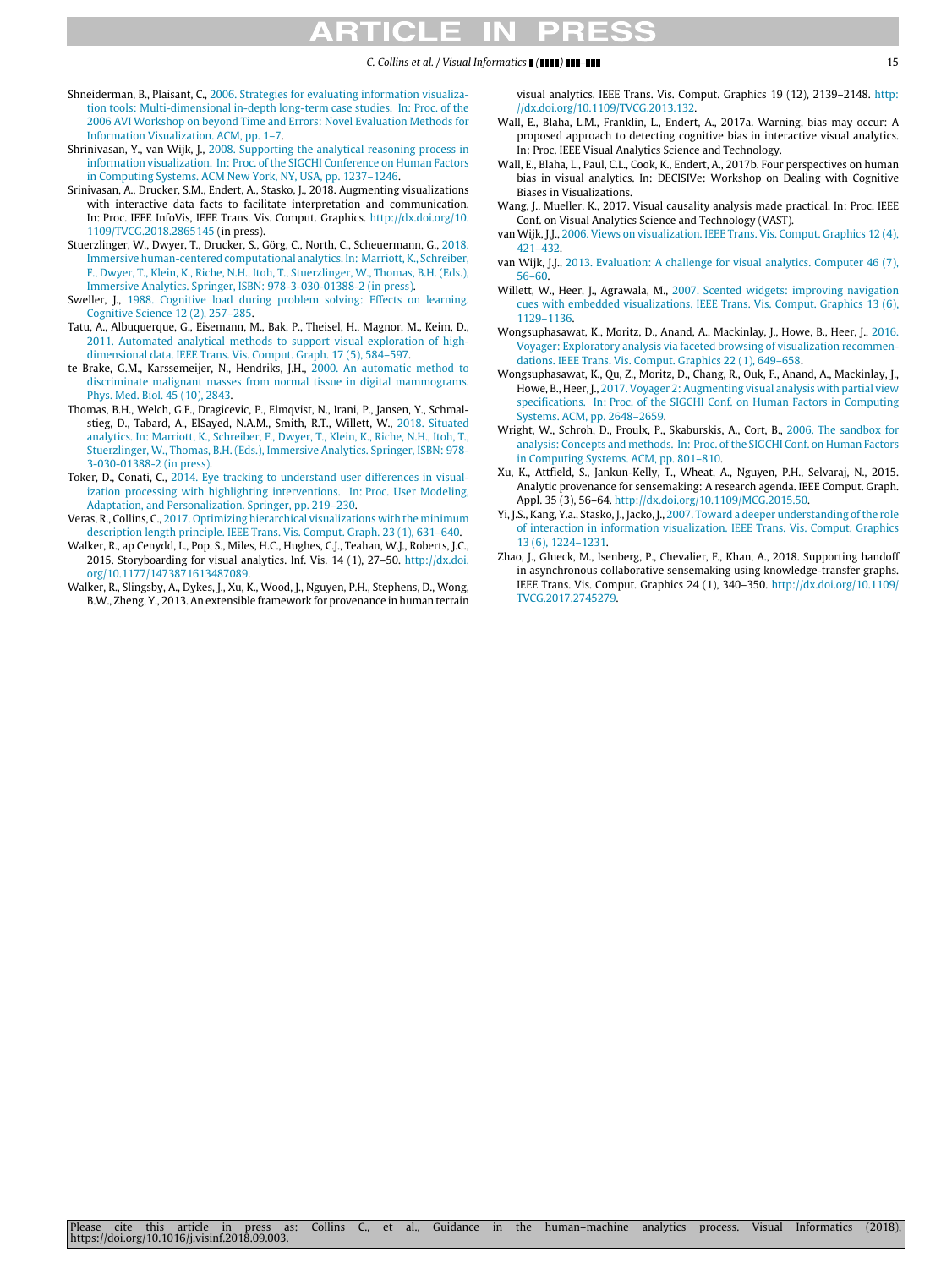Shneiderman, B., Plaisant, C., 2006. Strategies for evaluating information visualization tools: Multi-dimensional in-depth long-term case studies. In: Proc. of the 2006 AVI Workshop on beyond Time and Errors: Novel Evaluation Methods for Information Visualization. ACM, pp. 1–7.

Shrinivasan, Y., van Wijk, J., 2008. Supporting the analytical reasoning process in information visualization. In: Proc. of the SIGCHI Conference on Human Factors in Computing Systems. ACM New York, NY, USA, pp. 1237–1246.

Srinivasan, A., Drucker, S.M., Endert, A., Stasko, J., 2018. Augmenting visualizations with interactive data facts to facilitate interpretation and communication. In: Proc. IEEE InfoVis, IEEE Trans. Vis. Comput. Graphics. http://dx.doi.org/10.1109/TVCG.2018.2865145 (in press).

Stuerzlinger, W., Dwyer, T., Drucker, S., Görg, C., North, C., Scheuermann, G., 2018. Immersive human-centered computational analytics. In: Marriott, K., Schreiber, F., Dwyer, T., Klein, K., Riche, N.H., Itoh, T., Stuerzlinger, W., Thomas, B.H. (Eds.), Immersive Analytics. Springer, ISBN: 978-3-030-01388-2 (in press).

Sweller, J., 1988. Cognitive load during problem solving: Effects on learning. Cognitive Science 12 (2), 257–285.

Tatu, A., Albuquerque, G., Eisemann, M., Bak, P., Theisel, H., Magnor, M., Keim, D., 2011. Automated analytical methods to support visual exploration of high-dimensional data. IEEE Trans. Vis. Comput. Graph. 17 (5), 584–597.

te Brake, G.M., Karssemeijer, N., Hendriks, J.H., 2000. An automatic method to discriminate malignant masses from normal tissue in digital mammograms. Phys. Med. Biol. 45 (10), 2843.

Thomas, B.H., Welch, G.F., Dragicevic, P., Elmqvist, N., Irani, P., Jansen, Y., Schmalstieg, D., Tabard, A., ElSayed, N.A.M., Smith, R.T., Willett, W., 2018. Situated analytics. In: Marriott, K., Schreiber, F., Dwyer, T., Klein, K., Riche, N.H., Itoh, T., Stuerzlinger, W., Thomas, B.H. (Eds.), Immersive Analytics. Springer, ISBN: 978-3-030-01388-2 (in press).

Toker, D., Conati, C., 2014. Eye tracking to understand user differences in visualization processing with highlighting interventions. In: Proc. User Modeling, Adaptation, and Personalization. Springer, pp. 219–230.

Veras, R., Collins, C., 2017. Optimizing hierarchical visualizations with the minimum description length principle. IEEE Trans. Vis. Comput. Graph. 23 (1), 631–640.

Walker, R., ap Cenydd, L., Pop, S., Miles, H.C., Hughes, C.J., Teahan, W.J., Roberts, J.C., 2015. Storyboarding for visual analytics. Inf. Vis. 14 (1), 27–50. http://dx.doi.org/10.1177/1473871613487089.

Walker, R., Slingsby, A., Dykes, J., Xu, K., Wood, J., Nguyen, P.H., Stephens, D., Wong, B.W., Zheng, Y., 2013. An extensible framework for provenance in human terrain visual analytics. IEEE Trans. Vis. Comput. Graphics 19 (12), 2139–2148. http://dx.doi.org/10.1109/TVCG.2013.132.

Wall, E., Blaha, L.M., Franklin, L., Endert, A., 2017a. Warning, bias may occur: A proposed approach to detecting cognitive bias in interactive visual analytics. In: Proc. IEEE Visual Analytics Science and Technology.

Wall, E., Blaha, L., Paul, C.L., Cook, K., Endert, A., 2017b. Four perspectives on human bias in visual analytics. In: DECISIVe: Workshop on Dealing with Cognitive Biases in Visualizations.

Wang, J., Mueller, K., 2017. Visual causality analysis made practical. In: Proc. IEEE Conf. on Visual Analytics Science and Technology (VAST).

van Wijk, J.J., 2006. Views on visualization. IEEE Trans. Vis. Comput. Graphics 12 (4), 421–432.

van Wijk, J.J., 2013. Evaluation: A challenge for visual analytics. Computer 46 (7), 56–60.

Willett, W., Heer, J., Agrawala, M., 2007. Scented widgets: improving navigation cues with embedded visualizations. IEEE Trans. Vis. Comput. Graphics 13 (6), 1129–1136.

Wongsuphasawat, K., Moritz, D., Anand, A., Mackinlay, J., Howe, B., Heer, J., 2016. Voyager: Exploratory analysis via faceted browsing of visualization recommendations. IEEE Trans. Vis. Comput. Graphics 22 (1), 649–658.

Wongsuphasawat, K., Qu, Z., Moritz, D., Chang, R., Ouk, F., Anand, A., Mackinlay, J., Howe, B., Heer, J., 2017. Voyager 2: Augmenting visual analysis with partial view specifications. In: Proc. of the SIGCHI Conf. on Human Factors in Computing Systems. ACM, pp. 2648–2659.

Wright, W., Schroh, D., Proulx, P., Skaburskis, A., Cort, B., 2006. The sandbox for analysis: Concepts and methods. In: Proc. of the SIGCHI Conf. on Human Factors in Computing Systems. ACM, pp. 801–810.

Xu, K., Attfield, S., Jankun-Kelly, T., Wheat, A., Nguyen, P.H., Selvaraj, N., 2015. Analytic provenance for sensemaking: A research agenda. IEEE Comput. Graph. Appl. 35 (3), 56–64. http://dx.doi.org/10.1109/MCG.2015.50.

Yi, J.S., Kang, Y.a., Stasko, J., Jacko, J., 2007. Toward a deeper understanding of the role of interaction in information visualization. IEEE Trans. Vis. Comput. Graphics 13 (6), 1224–1231.

Zhao, J., Glueck, M., Isenberg, P., Chevalier, F., Khan, A., 2018. Supporting handoff in asynchronous collaborative sensemaking using knowledge-transfer graphs. IEEE Trans. Vis. Comput. Graphics 24 (1), 340–350. http://dx.doi.org/10.1109/TVCG.2017.2745279.